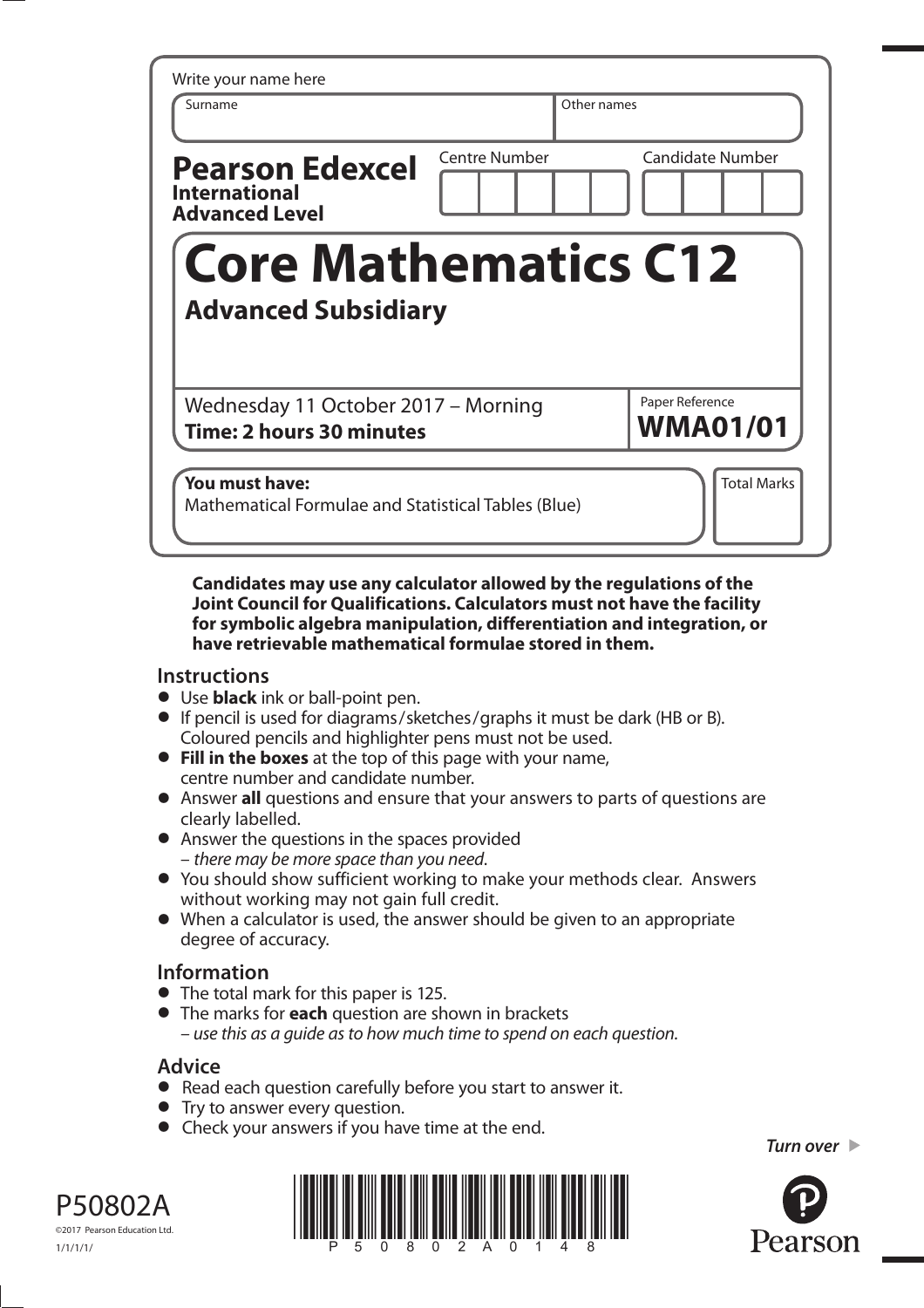Write your name here

| Surname | Other names |
|---|---|
| | |

**Pearson Edexcel**
**International Advanced Level**

| Centre Number | Candidate Number |
|---|---|
| | |

# Core Mathematics C12

## Advanced Subsidiary

Wednesday 11 October 2017 – Morning
**Time: 2 hours 30 minutes**

Paper Reference
**WMA01/01**

**You must have:**
Mathematical Formulae and Statistical Tables (Blue)

Total Marks

**Candidates may use any calculator allowed by the regulations of the Joint Council for Qualifications. Calculators must not have the facility for symbolic algebra manipulation, differentiation and integration, or have retrievable mathematical formulae stored in them.**

## Instructions

- Use **black** ink or ball-point pen.
- If pencil is used for diagrams/sketches/graphs it must be dark (HB or B). Coloured pencils and highlighter pens must not be used.
- **Fill in the boxes** at the top of this page with your name, centre number and candidate number.
- Answer **all** questions and ensure that your answers to parts of questions are clearly labelled.
- Answer the questions in the spaces provided – *there may be more space than you need*.
- You should show sufficient working to make your methods clear. Answers without working may not gain full credit.
- When a calculator is used, the answer should be given to an appropriate degree of accuracy.

## Information

- The total mark for this paper is 125.
- The marks for **each** question are shown in brackets – *use this as a guide as to how much time to spend on each question.*

## Advice

- Read each question carefully before you start to answer it.
- Try to answer every question.
- Check your answers if you have time at the end.

*Turn over*

P50802A
©2017 Pearson Education Ltd.
1/1/1/1/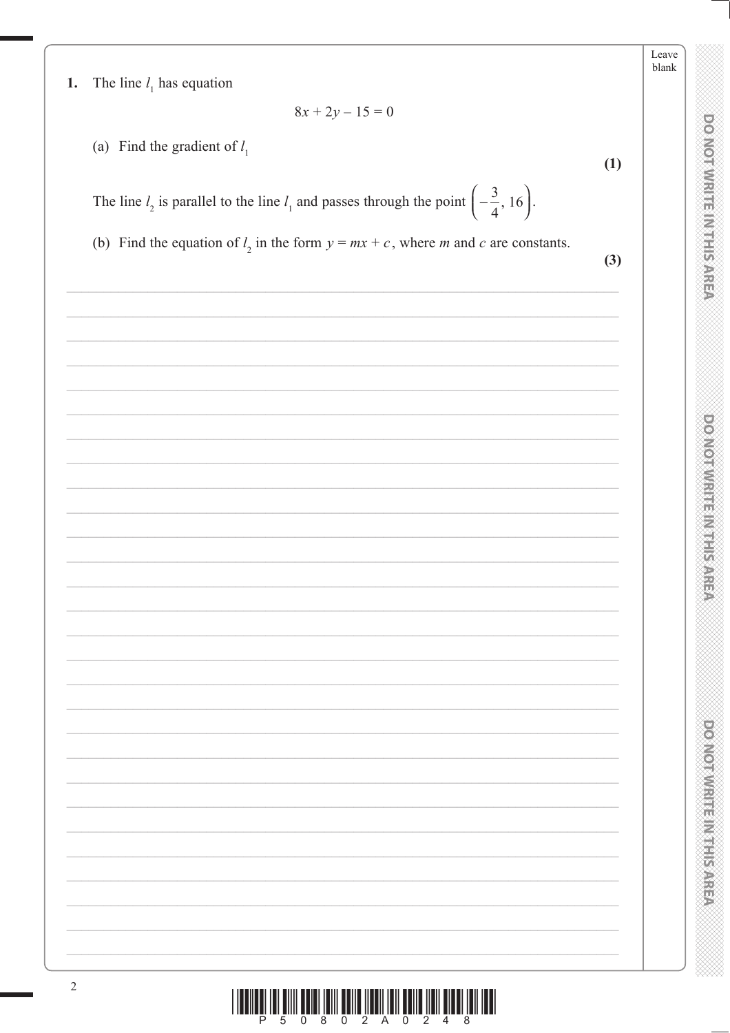**1.** The line $l_1$ has equation

$$8x + 2y - 15 = 0$$

(a) Find the gradient of $l_1$

**(1)**

The line $l_2$ is parallel to the line $l_1$ and passes through the point $\left(-\frac{3}{4}, 16\right)$.

(b) Find the equation of $l_2$ in the form $y = mx + c$, where $m$ and $c$ are constants.

**(3)**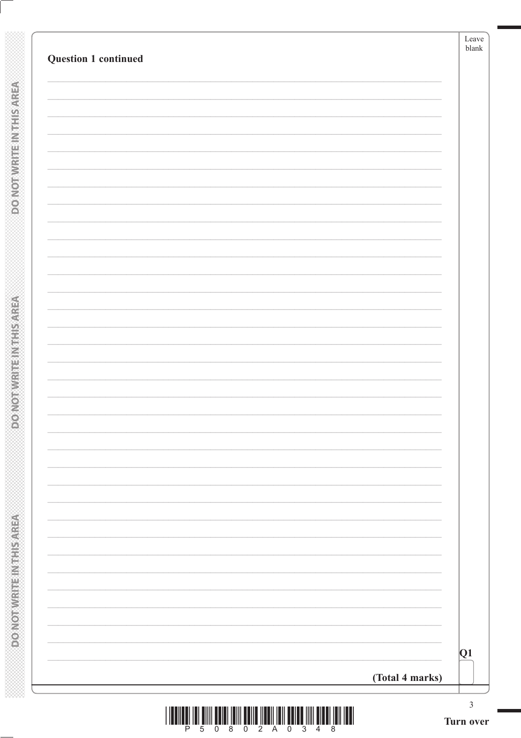**Question 1 continued**

Q1

**(Total 4 marks)**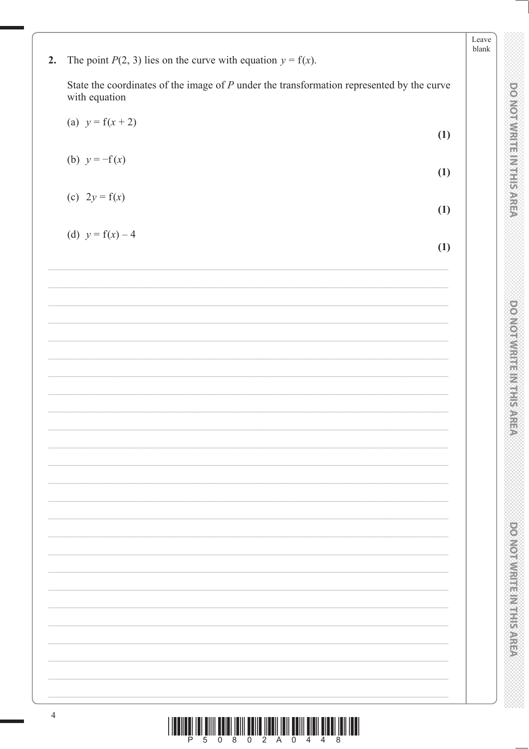**2.** The point $P(2, 3)$ lies on the curve with equation $y = \text{f}(x)$.

State the coordinates of the image of $P$ under the transformation represented by the curve with equation

(a) $y = \text{f}(x + 2)$ **(1)**

(b) $y = -\text{f}(x)$ **(1)**

(c) $2y = \text{f}(x)$ **(1)**

(d) $y = \text{f}(x) - 4$ **(1)**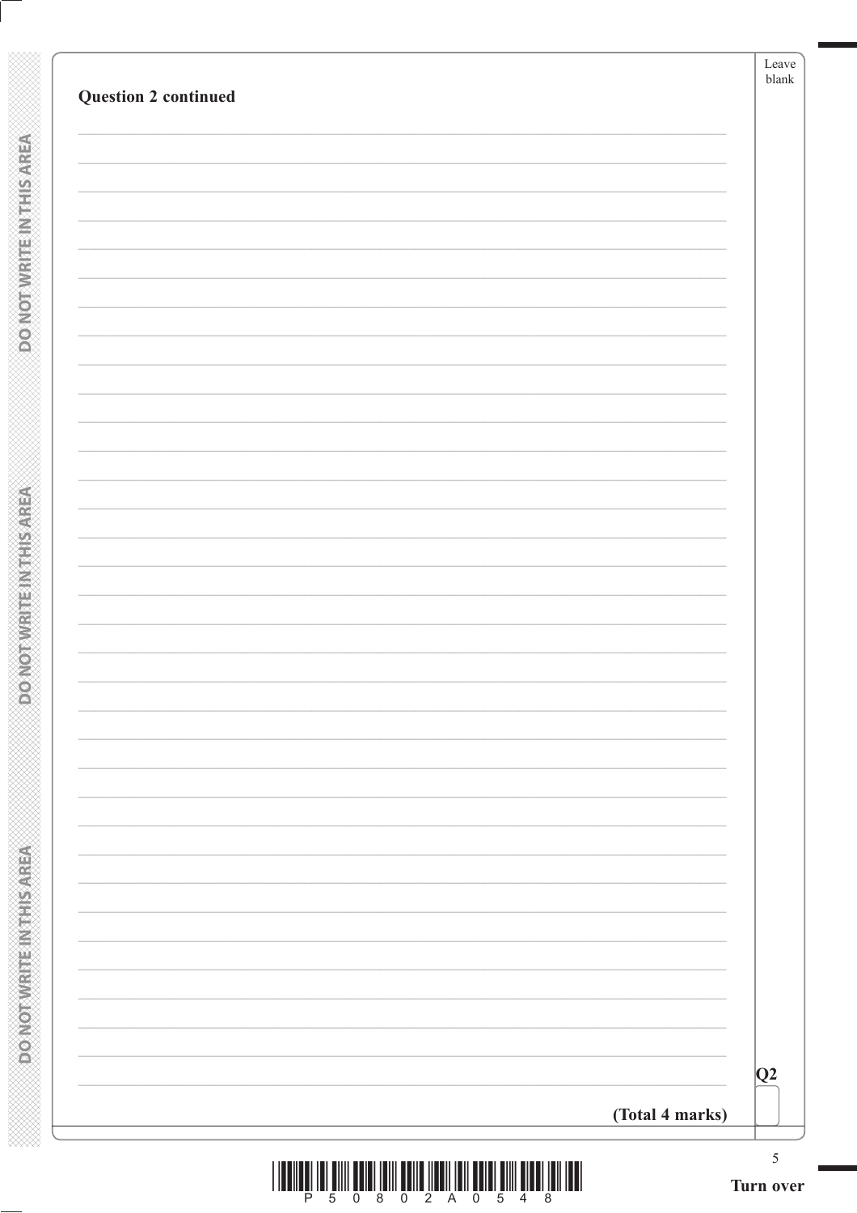**Question 2 continued**

**(Total 4 marks)**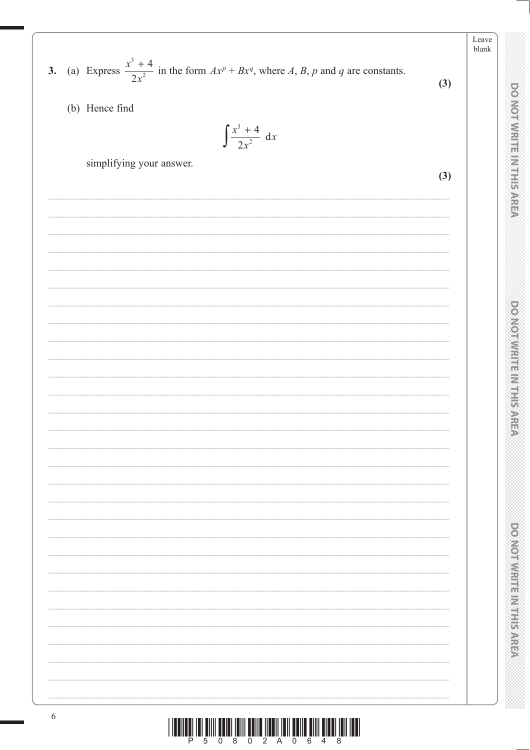**3.** (a) Express $\dfrac{x^3 + 4}{2x^2}$ in the form $Ax^p + Bx^q$, where $A$, $B$, $p$ and $q$ are constants.

**(3)**

(b) Hence find

$$\int \frac{x^3 + 4}{2x^2} \, \mathrm{d}x$$

simplifying your answer.

**(3)**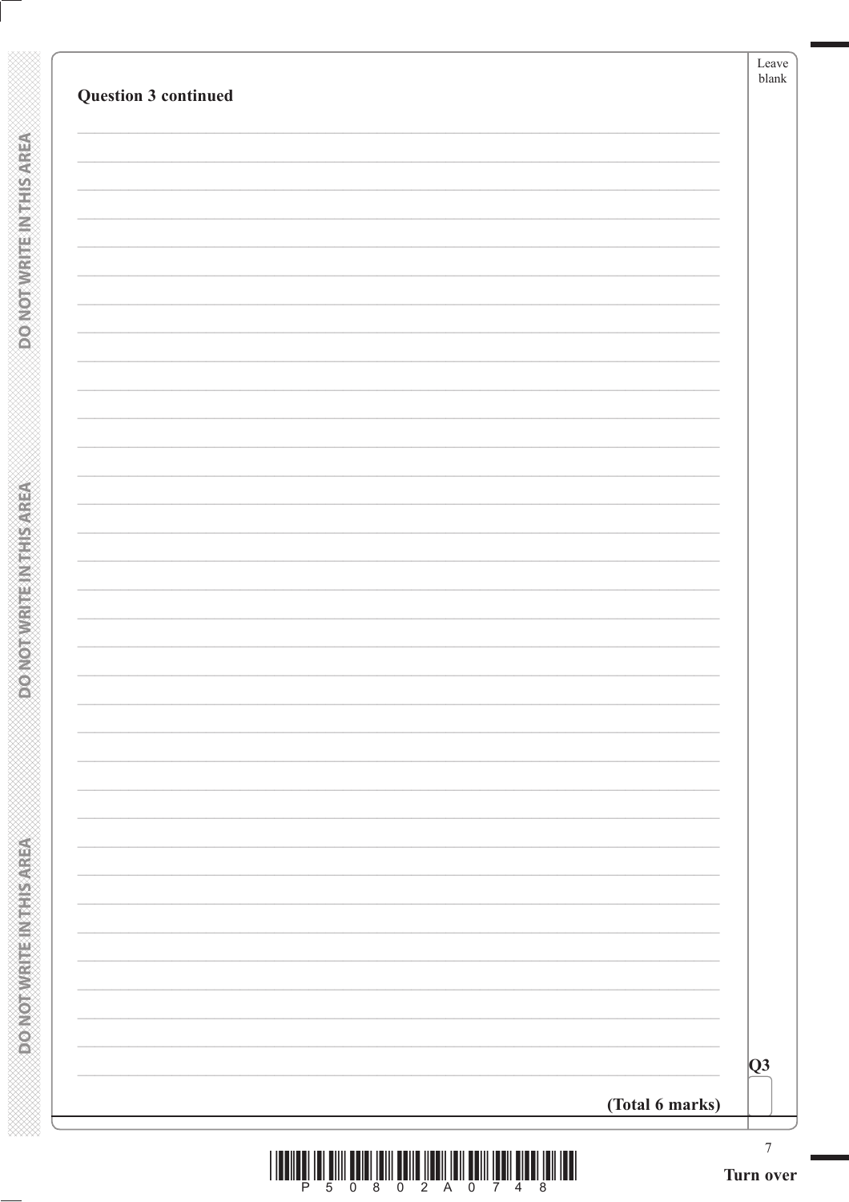**Question 3 continued**

**(Total 6 marks)**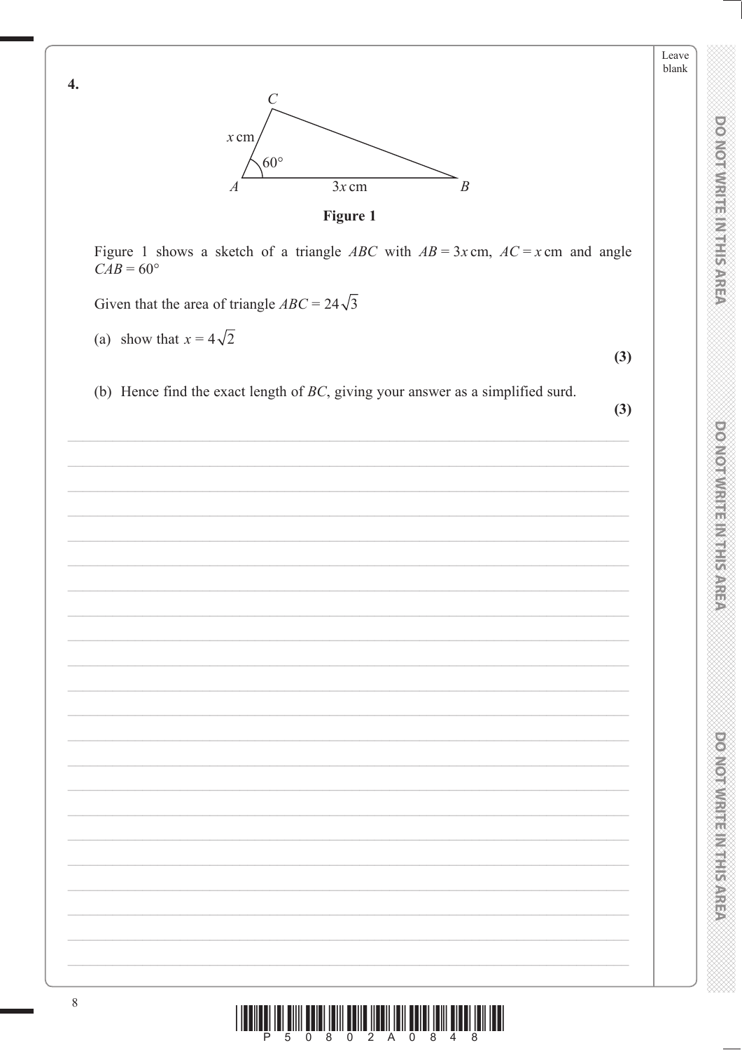**4.**

**Figure 1**

Figure 1 shows a sketch of a triangle $ABC$ with $AB = 3x$ cm, $AC = x$ cm and angle $CAB = 60°$

Given that the area of triangle $ABC = 24\sqrt{3}$

(a) show that $x = 4\sqrt{2}$

**(3)**

(b) Hence find the exact length of $BC$, giving your answer as a simplified surd.

**(3)**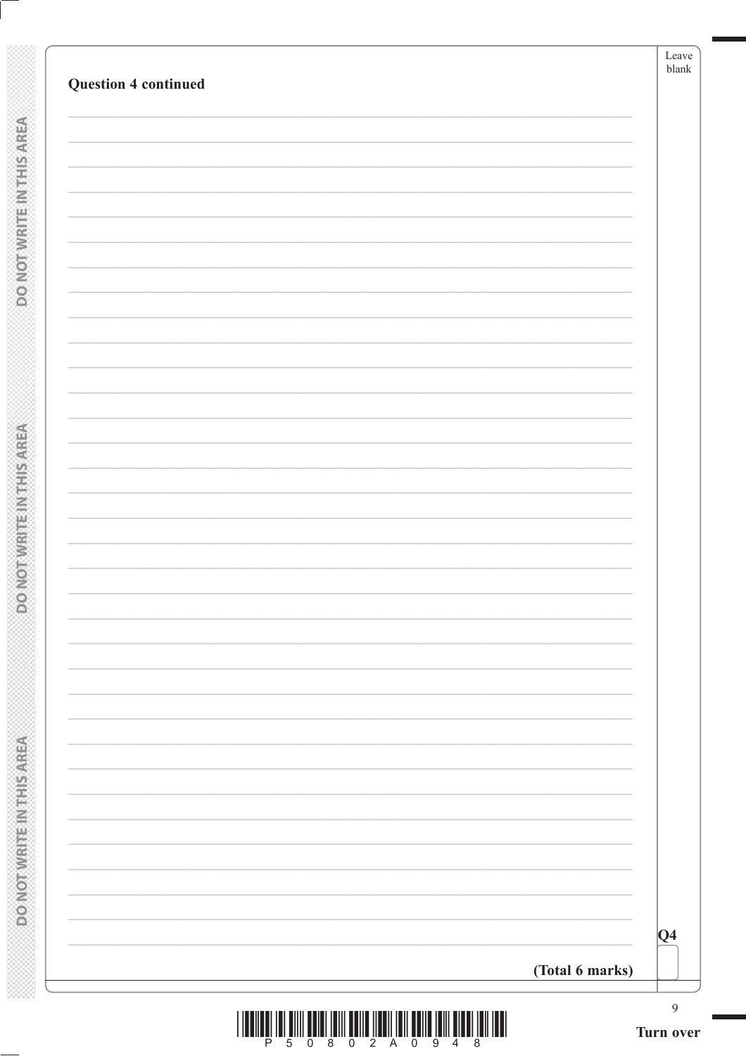**Question 4 continued**

Q4

**(Total 6 marks)**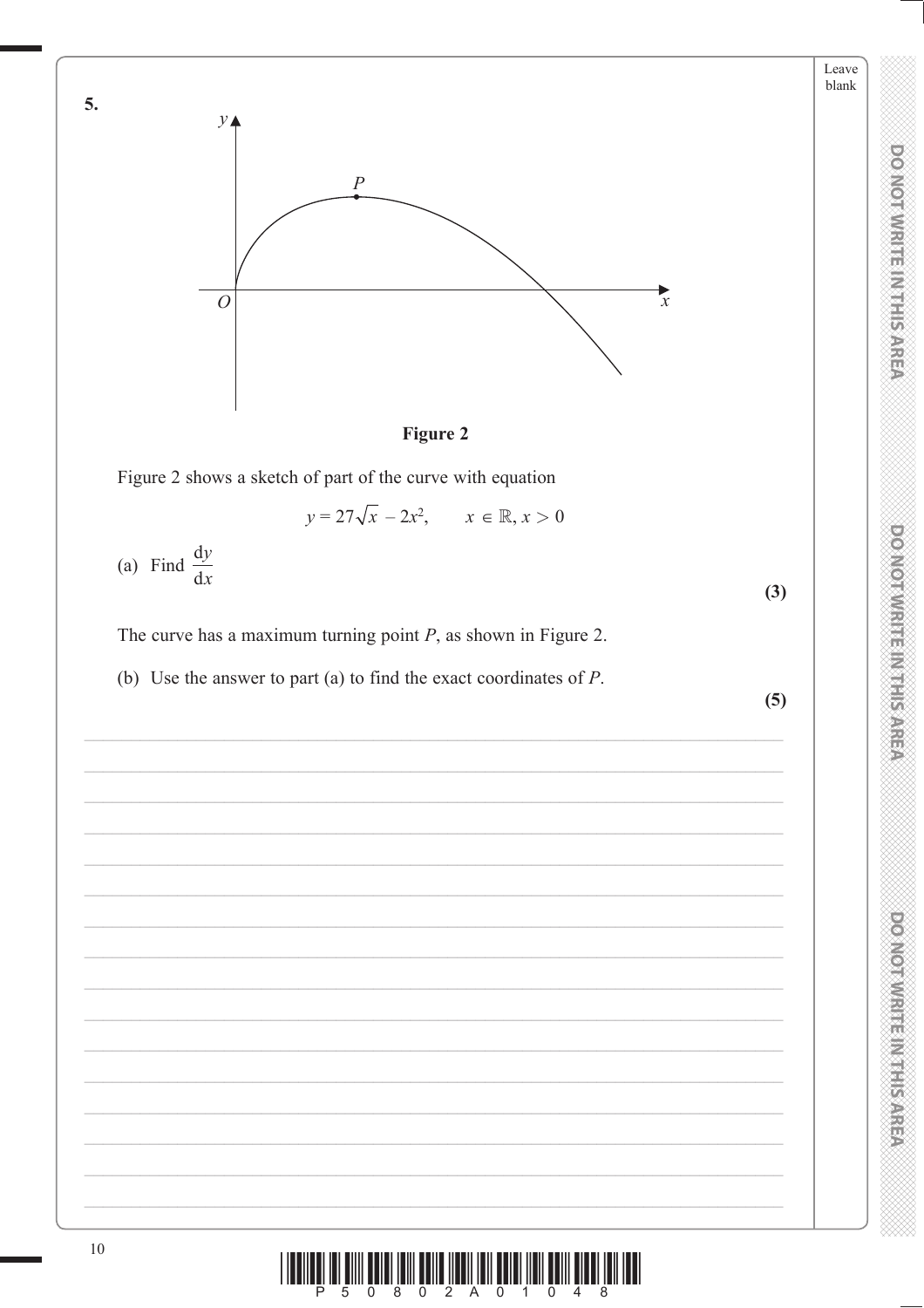**5.**

**Figure 2**

Figure 2 shows a sketch of part of the curve with equation

$$y = 27\sqrt{x} - 2x^2, \qquad x \in \mathbb{R}, x > 0$$

(a) Find $\dfrac{dy}{dx}$

**(3)**

The curve has a maximum turning point $P$, as shown in Figure 2.

(b) Use the answer to part (a) to find the exact coordinates of $P$.

**(5)**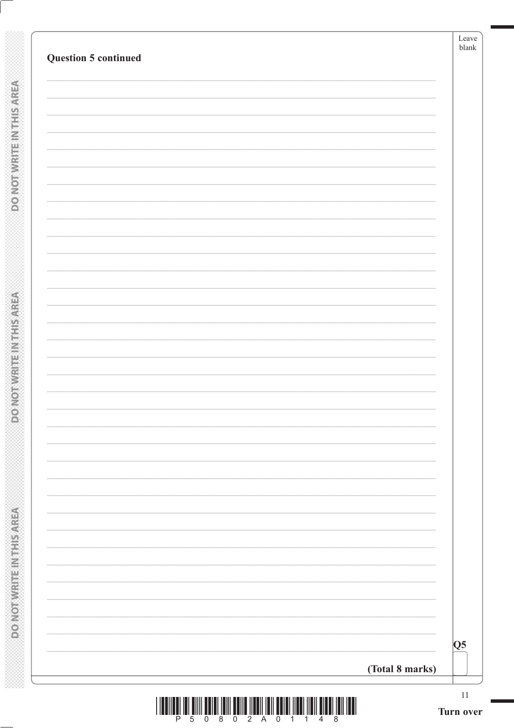**Question 5 continued**

Q5

**(Total 8 marks)**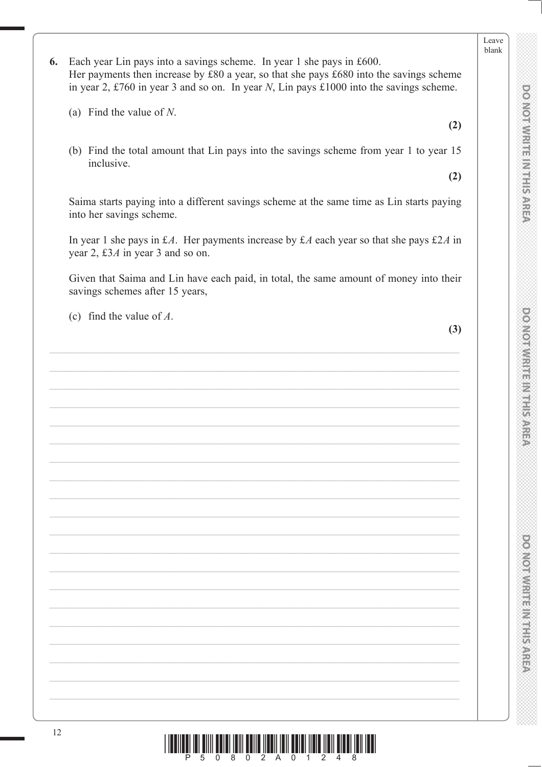**6.** Each year Lin pays into a savings scheme. In year 1 she pays in £600.
Her payments then increase by £80 a year, so that she pays £680 into the savings scheme in year 2, £760 in year 3 and so on. In year $N$, Lin pays £1000 into the savings scheme.

(a) Find the value of $N$.

**(2)**

(b) Find the total amount that Lin pays into the savings scheme from year 1 to year 15 inclusive.

**(2)**

Saima starts paying into a different savings scheme at the same time as Lin starts paying into her savings scheme.

In year 1 she pays in £$A$. Her payments increase by £$A$ each year so that she pays £$2A$ in year 2, £$3A$ in year 3 and so on.

Given that Saima and Lin have each paid, in total, the same amount of money into their savings schemes after 15 years,

(c) find the value of $A$.

**(3)**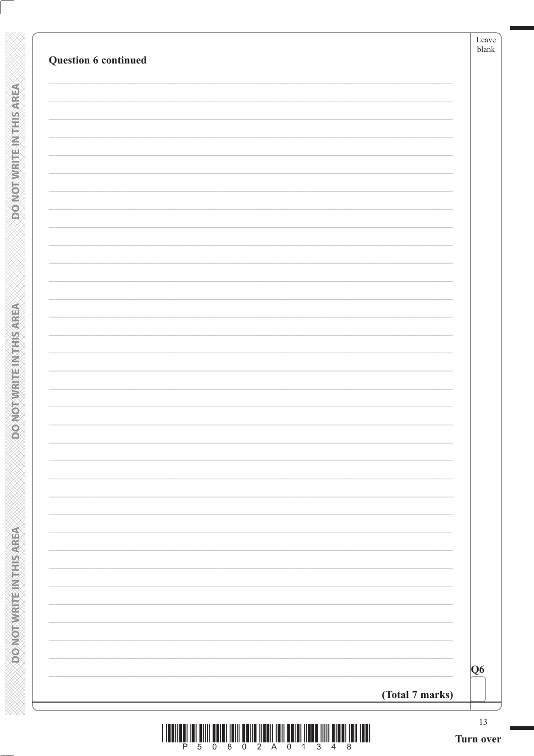**Question 6 continued**

Q6

**(Total 7 marks)**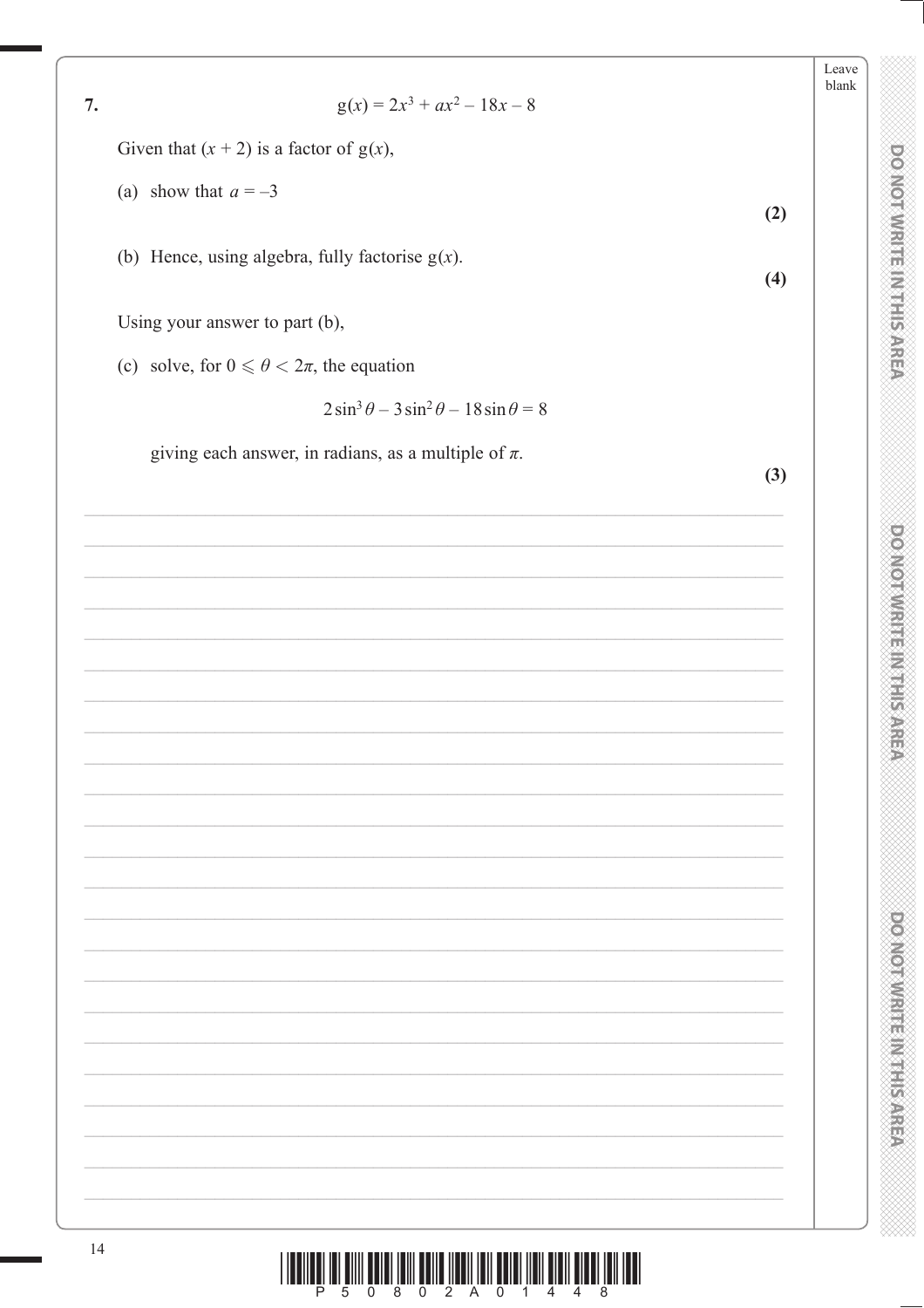**7.** $$g(x) = 2x^3 + ax^2 - 18x - 8$$

Given that $(x + 2)$ is a factor of $g(x)$,

(a) show that $a = -3$

**(2)**

(b) Hence, using algebra, fully factorise $g(x)$.

**(4)**

Using your answer to part (b),

(c) solve, for $0 \leqslant \theta < 2\pi$, the equation

$$2\sin^3\theta - 3\sin^2\theta - 18\sin\theta = 8$$

giving each answer, in radians, as a multiple of $\pi$.

**(3)**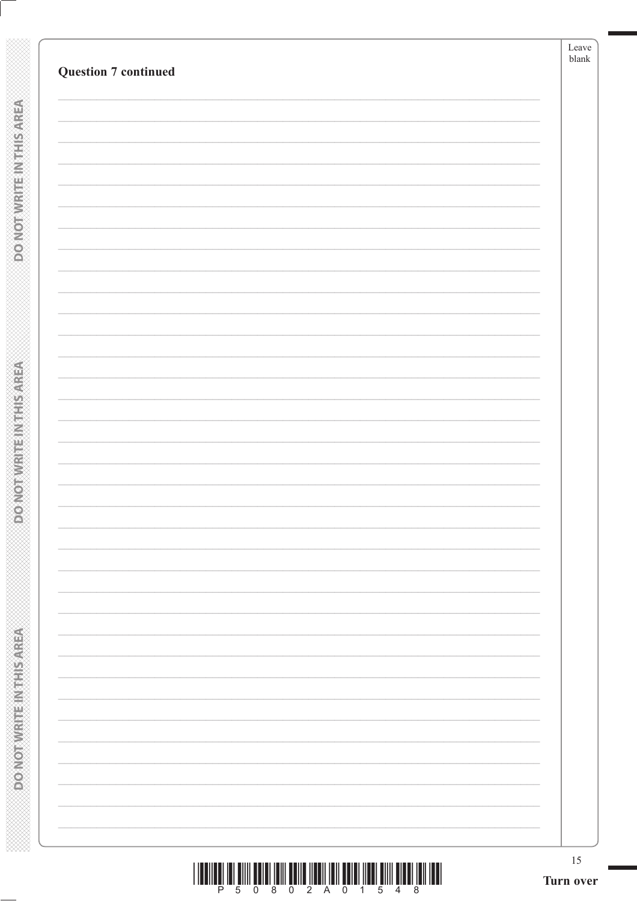**Question 7 continued**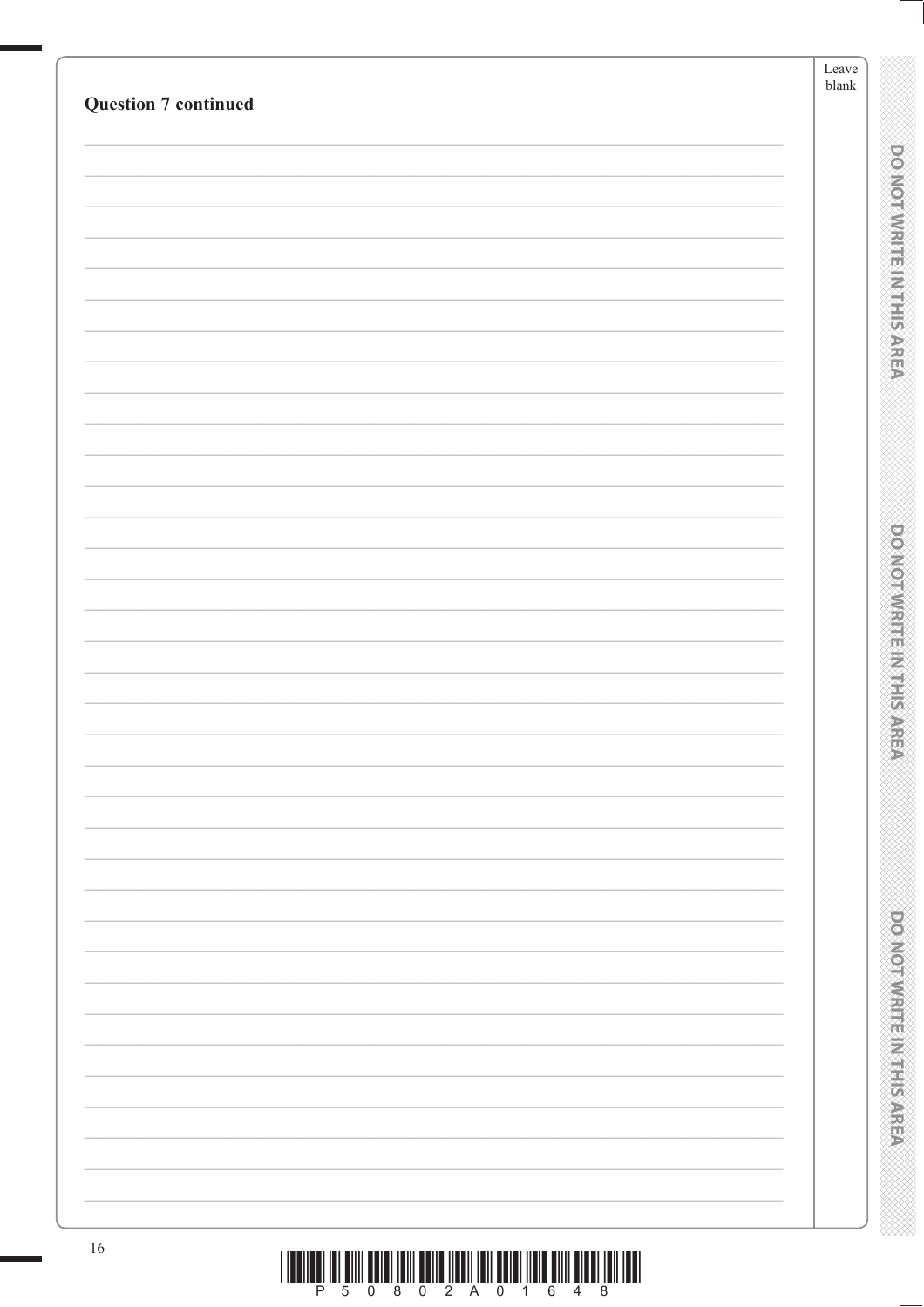**Question 7 continued**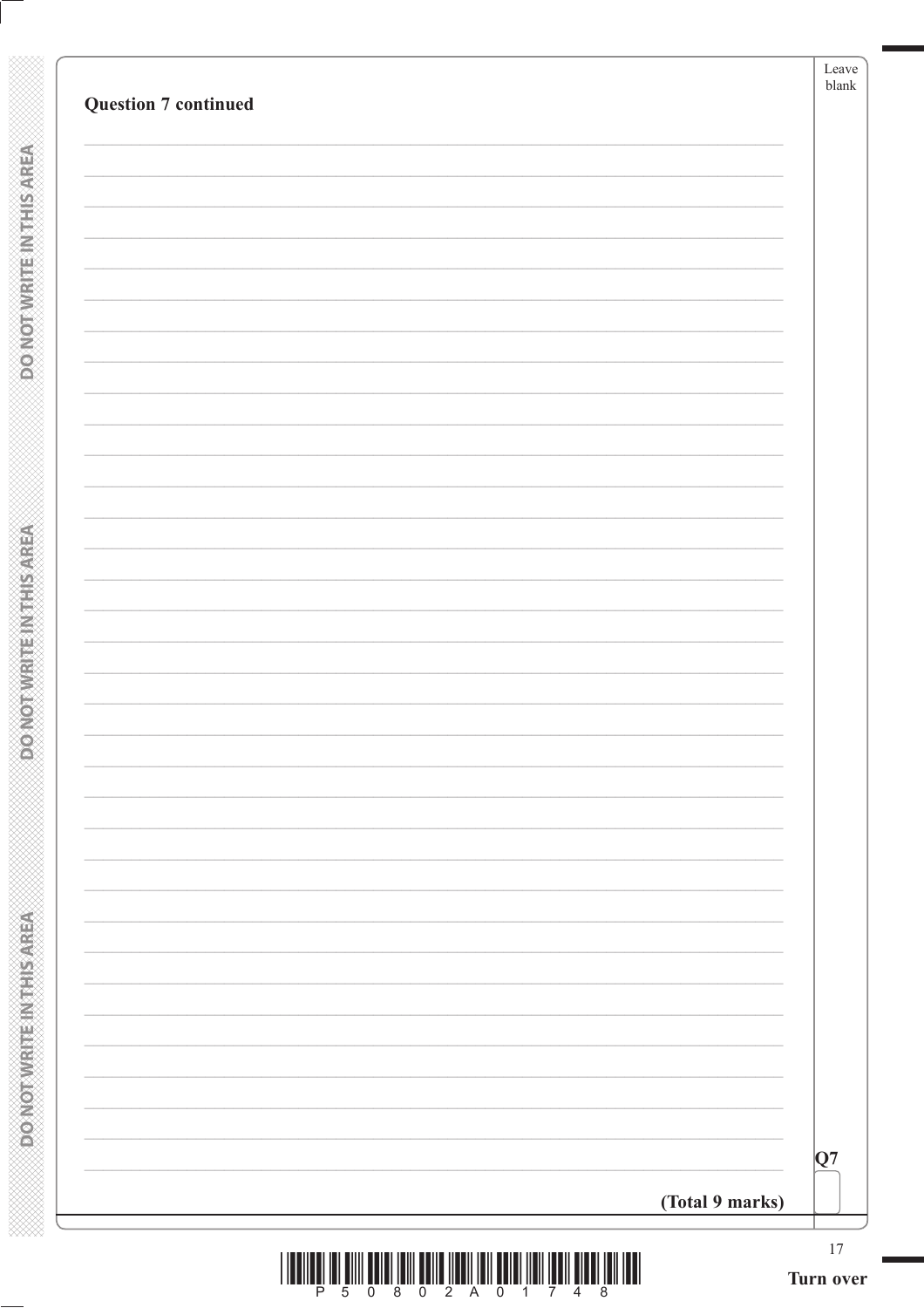**Question 7 continued**

Q7

**(Total 9 marks)**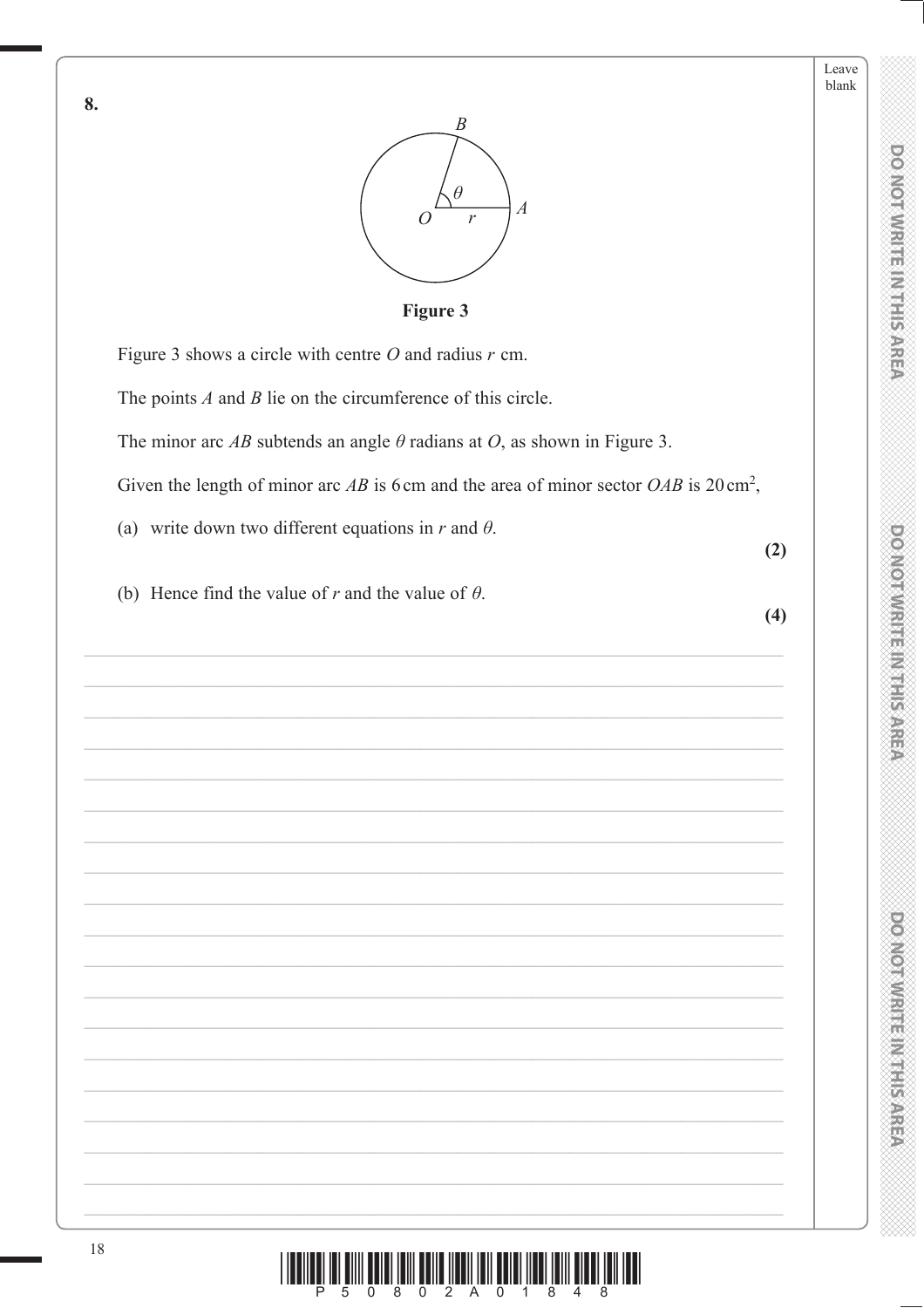**8.**

Figure 3

Figure 3 shows a circle with centre $O$ and radius $r$ cm.

The points $A$ and $B$ lie on the circumference of this circle.

The minor arc $AB$ subtends an angle $\theta$ radians at $O$, as shown in Figure 3.

Given the length of minor arc $AB$ is 6 cm and the area of minor sector $OAB$ is 20 cm$^2$,

(a) write down two different equations in $r$ and $\theta$.

**(2)**

(b) Hence find the value of $r$ and the value of $\theta$.

**(4)**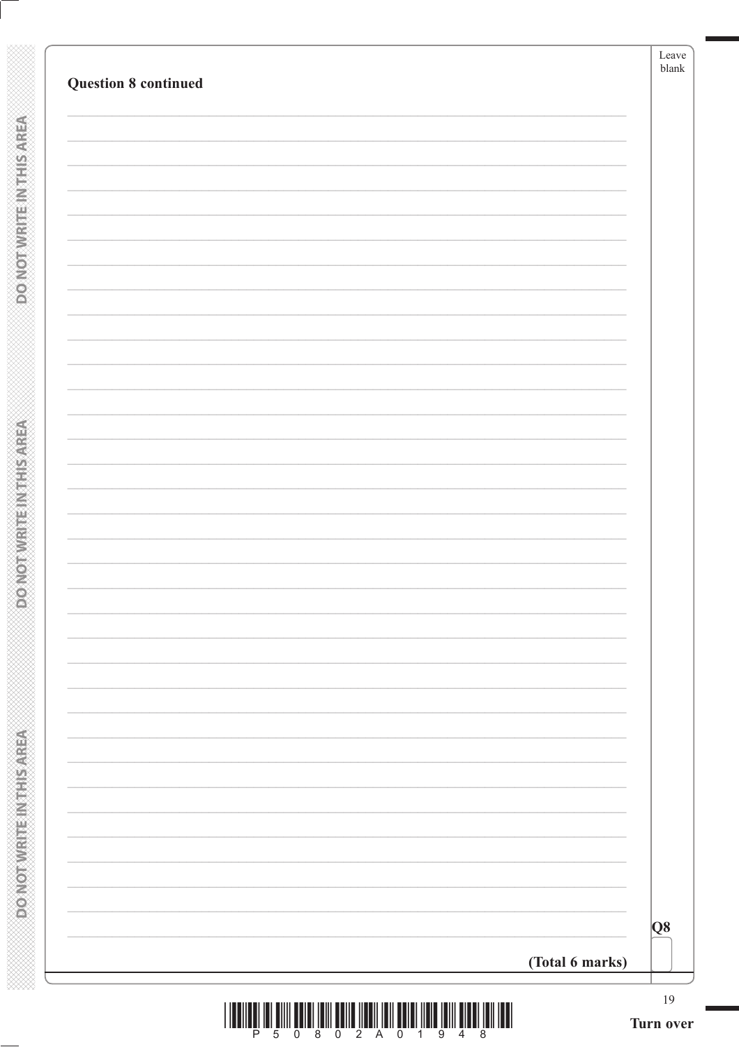**Question 8 continued**

**(Total 6 marks)**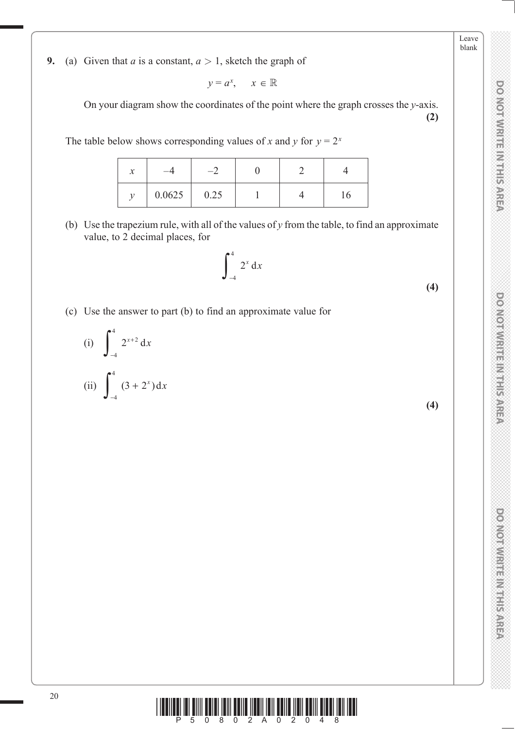**9.** (a) Given that $a$ is a constant, $a > 1$, sketch the graph of

$$y = a^x, \quad x \in \mathbb{R}$$

On your diagram show the coordinates of the point where the graph crosses the $y$-axis.
**(2)**

The table below shows corresponding values of $x$ and $y$ for $y = 2^x$

| $x$ | $-4$ | $-2$ | 0 | 2 | 4 |
|---|---|---|---|---|---|
| $y$ | 0.0625 | 0.25 | 1 | 4 | 16 |

(b) Use the trapezium rule, with all of the values of $y$ from the table, to find an approximate value, to 2 decimal places, for

$$\int_{-4}^{4} 2^x \, dx$$

**(4)**

(c) Use the answer to part (b) to find an approximate value for

(i) $\displaystyle\int_{-4}^{4} 2^{x+2} \, dx$

(ii) $\displaystyle\int_{-4}^{4} (3 + 2^x) \, dx$

**(4)**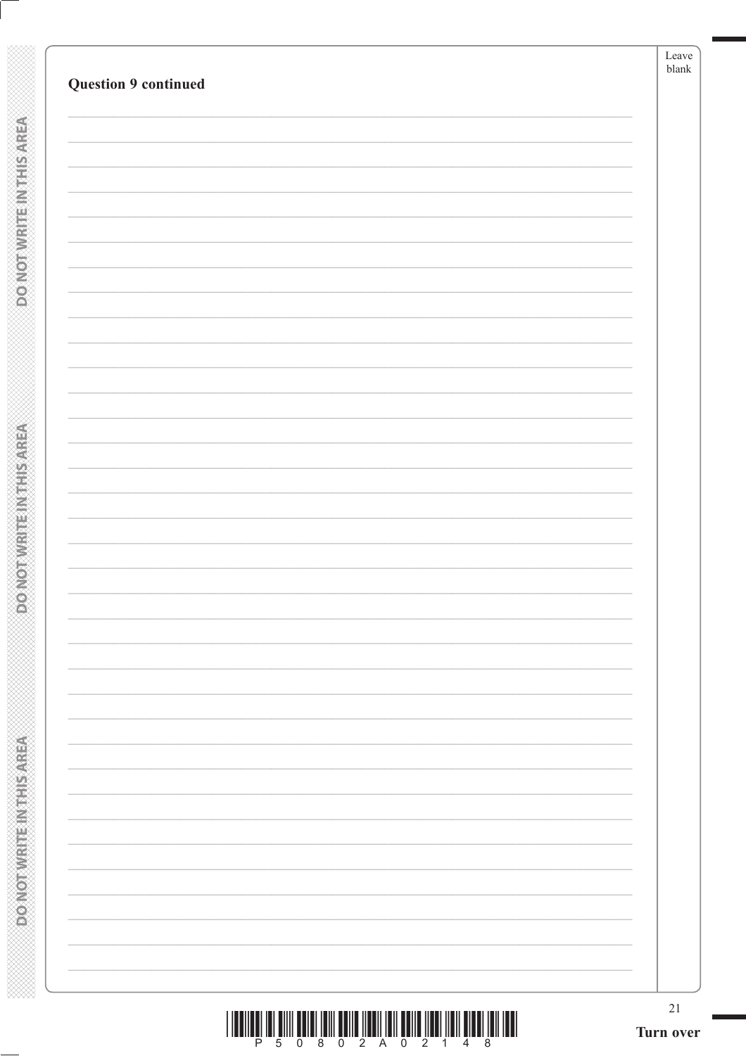**Question 9 continued**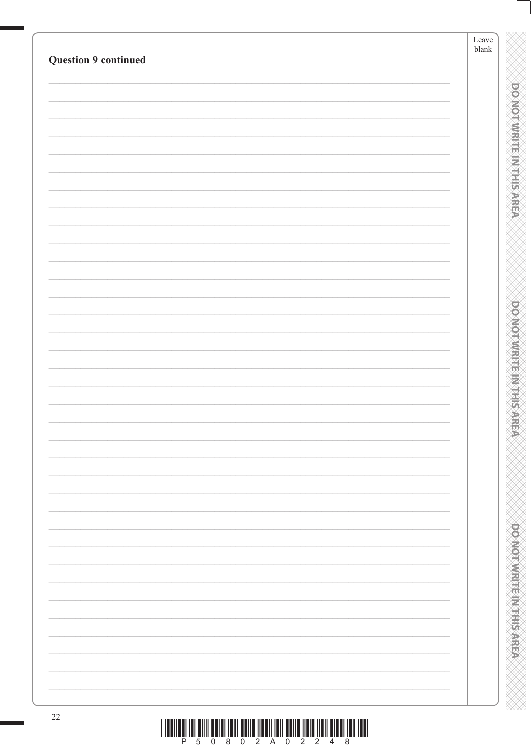**Question 9 continued**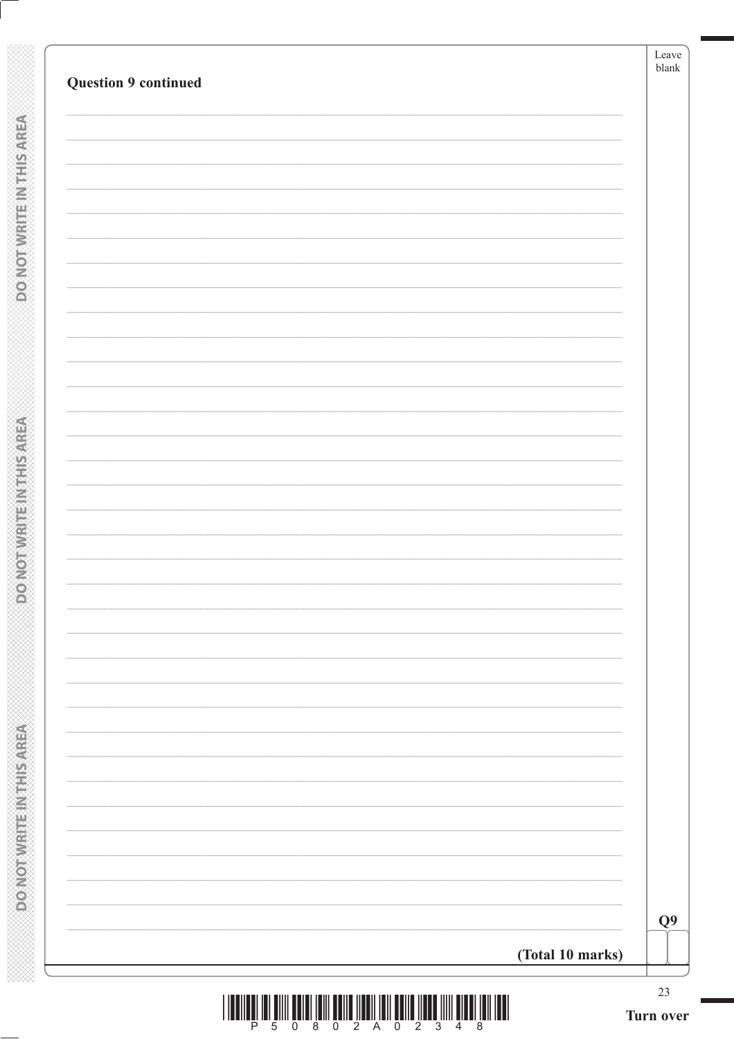**Question 9 continued**

**(Total 10 marks)**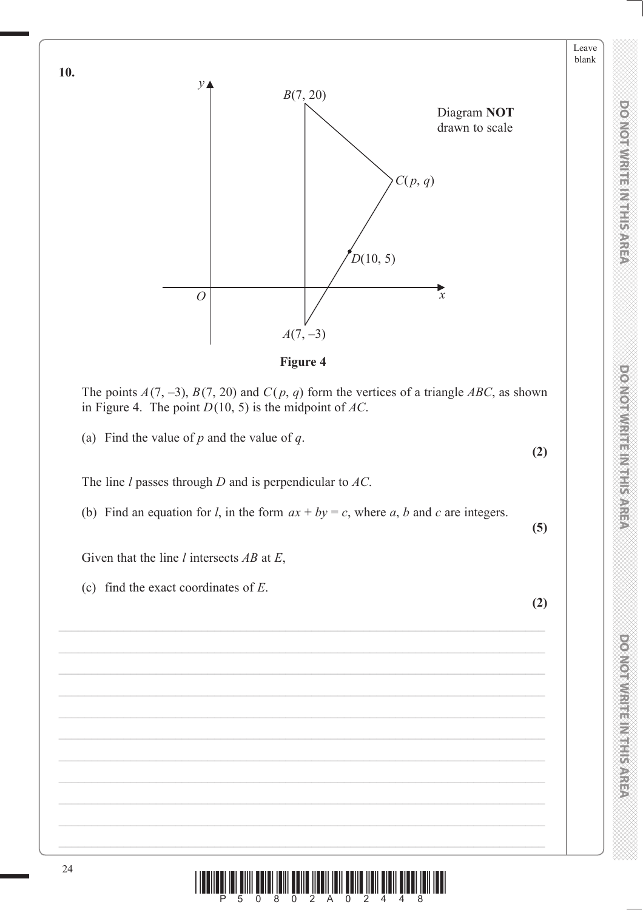**10.**

Diagram **NOT** drawn to scale

**Figure 4**

The points $A(7, -3)$, $B(7, 20)$ and $C(p, q)$ form the vertices of a triangle $ABC$, as shown in Figure 4. The point $D(10, 5)$ is the midpoint of $AC$.

(a) Find the value of $p$ and the value of $q$.

**(2)**

The line $l$ passes through $D$ and is perpendicular to $AC$.

(b) Find an equation for $l$, in the form $ax + by = c$, where $a$, $b$ and $c$ are integers.

**(5)**

Given that the line $l$ intersects $AB$ at $E$,

(c) find the exact coordinates of $E$.

**(2)**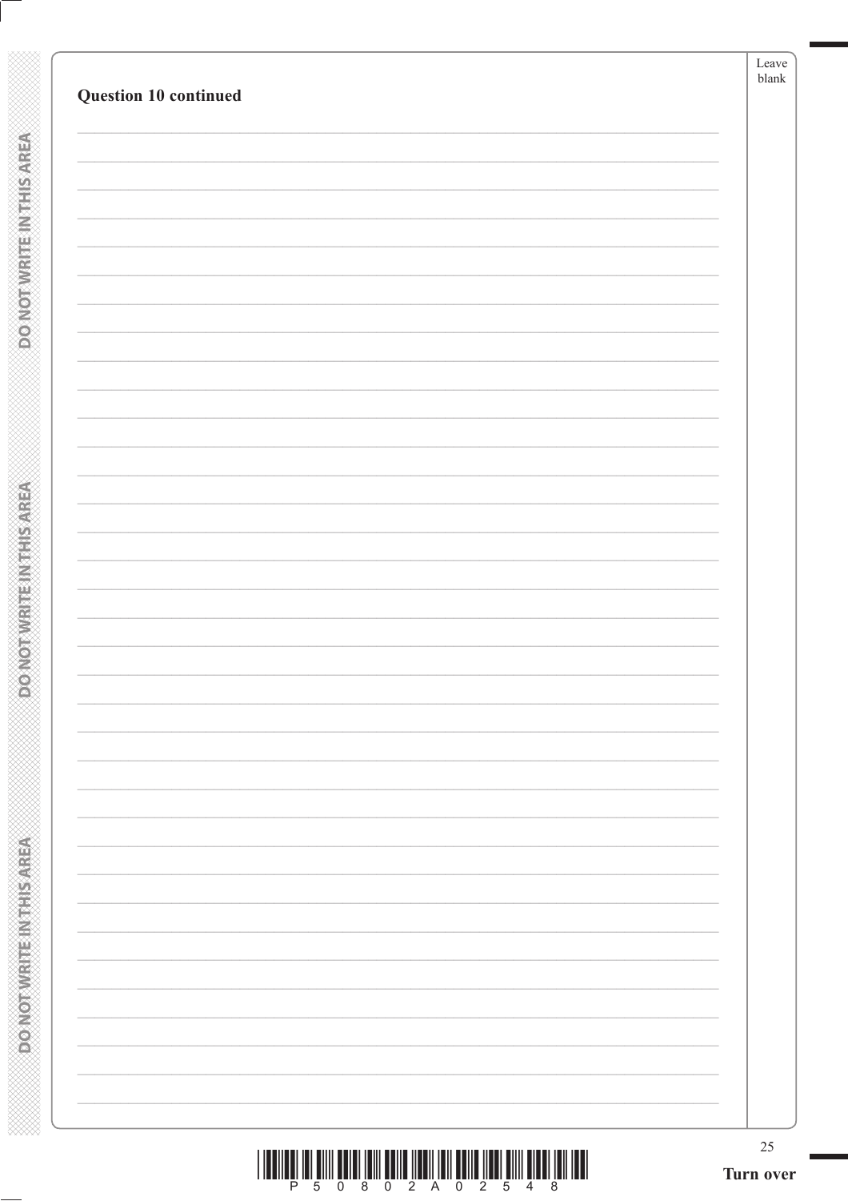**Question 10 continued**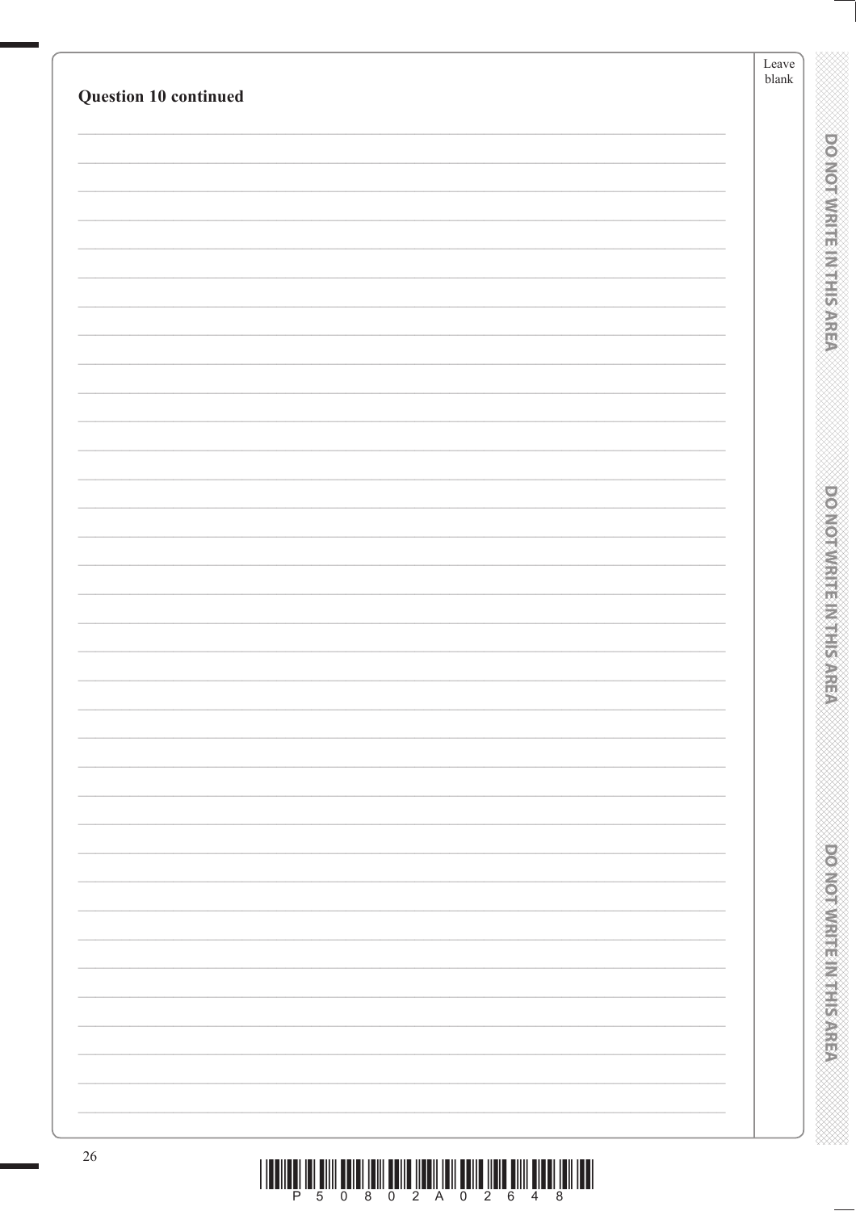**Question 10 continued**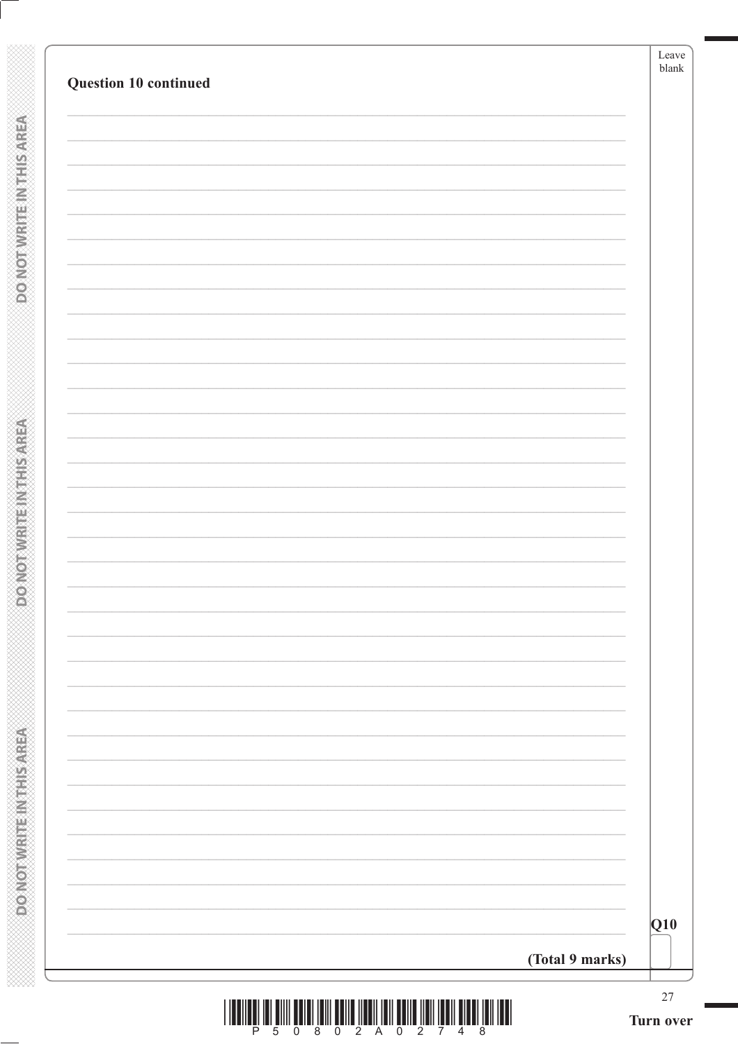**Question 10 continued**

**(Total 9 marks)**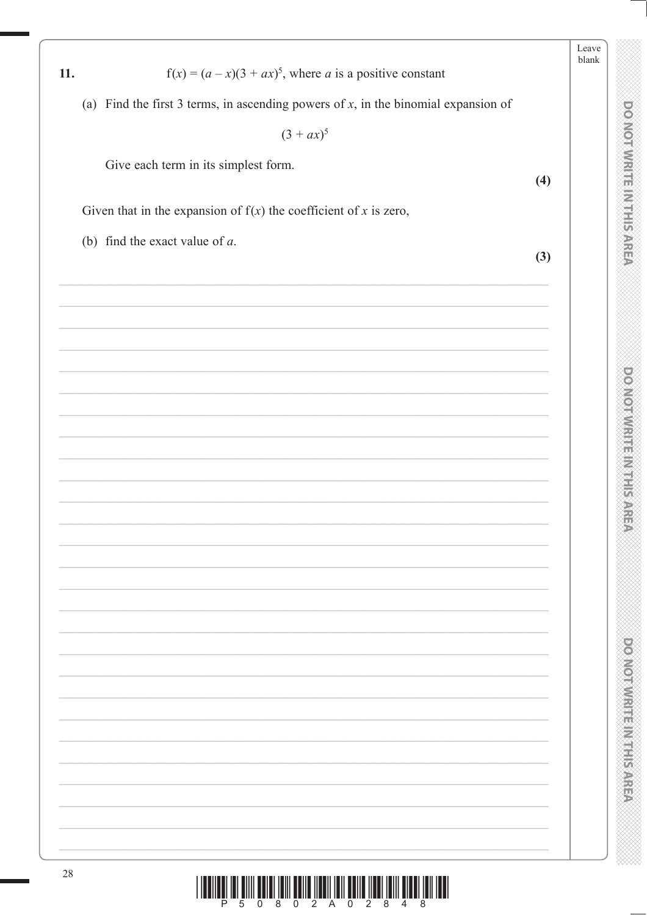**11.** $\mathrm{f}(x) = (a - x)(3 + ax)^5$, where $a$ is a positive constant

(a) Find the first 3 terms, in ascending powers of $x$, in the binomial expansion of

$$(3 + ax)^5$$

Give each term in its simplest form.

**(4)**

Given that in the expansion of $\mathrm{f}(x)$ the coefficient of $x$ is zero,

(b) find the exact value of $a$.

**(3)**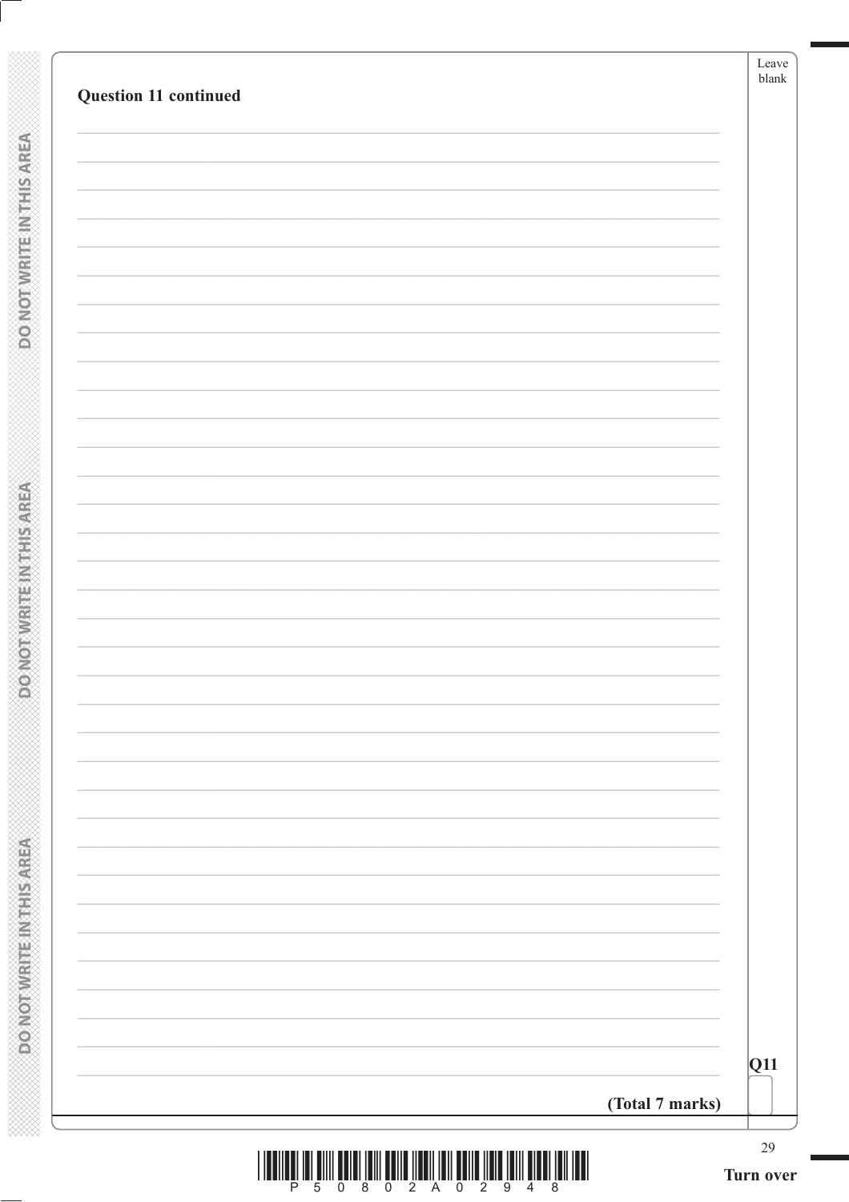**Question 11 continued**

**Q11**

**(Total 7 marks)**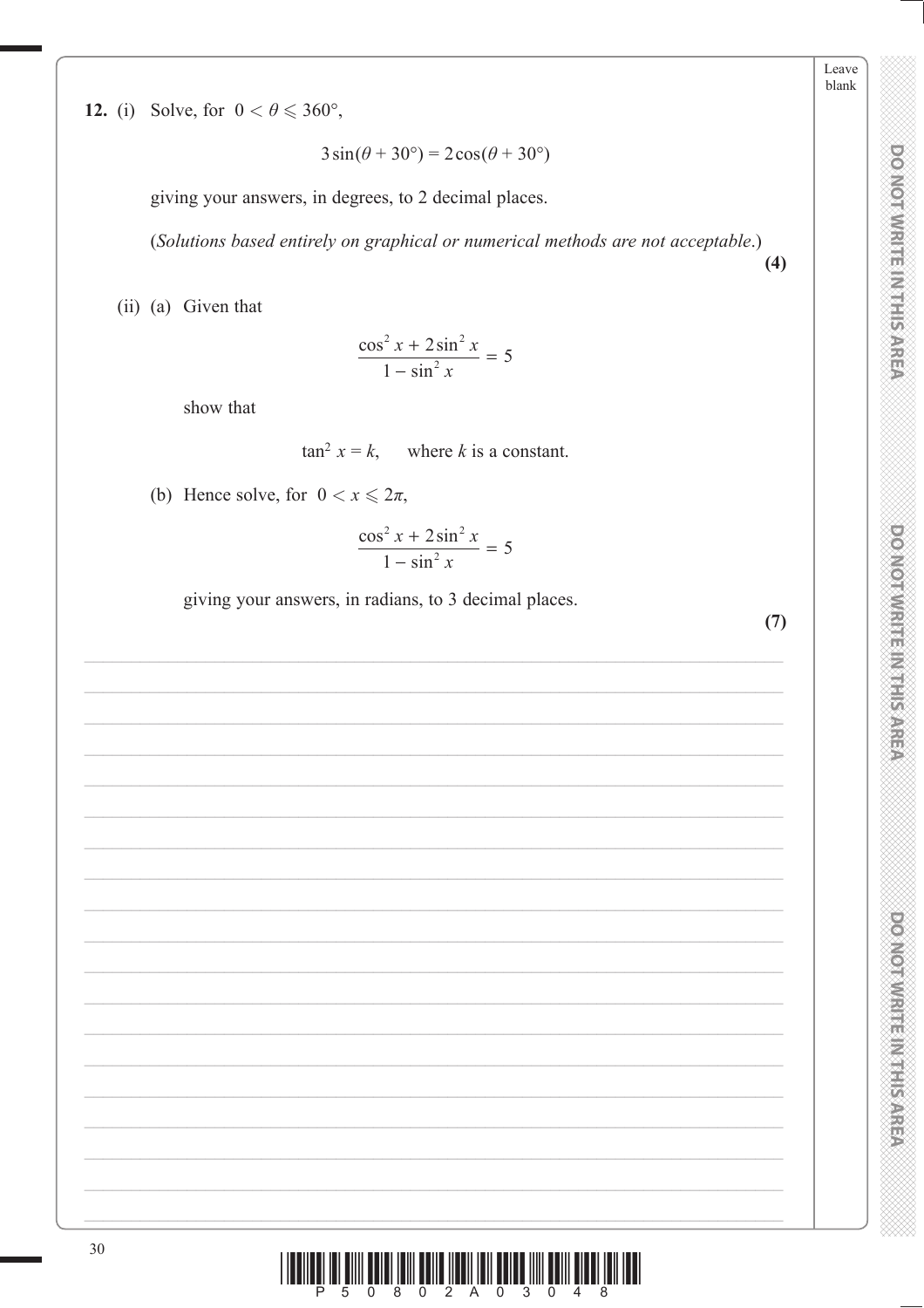**12.** (i) Solve, for $0 < \theta \leqslant 360°$,

$$3\sin(\theta + 30°) = 2\cos(\theta + 30°)$$

giving your answers, in degrees, to 2 decimal places.

(*Solutions based entirely on graphical or numerical methods are not acceptable*.)

**(4)**

(ii) (a) Given that

$$\frac{\cos^2 x + 2\sin^2 x}{1 - \sin^2 x} = 5$$

show that

$$\tan^2 x = k, \quad \text{where } k \text{ is a constant.}$$

(b) Hence solve, for $0 < x \leqslant 2\pi$,

$$\frac{\cos^2 x + 2\sin^2 x}{1 - \sin^2 x} = 5$$

giving your answers, in radians, to 3 decimal places.

**(7)**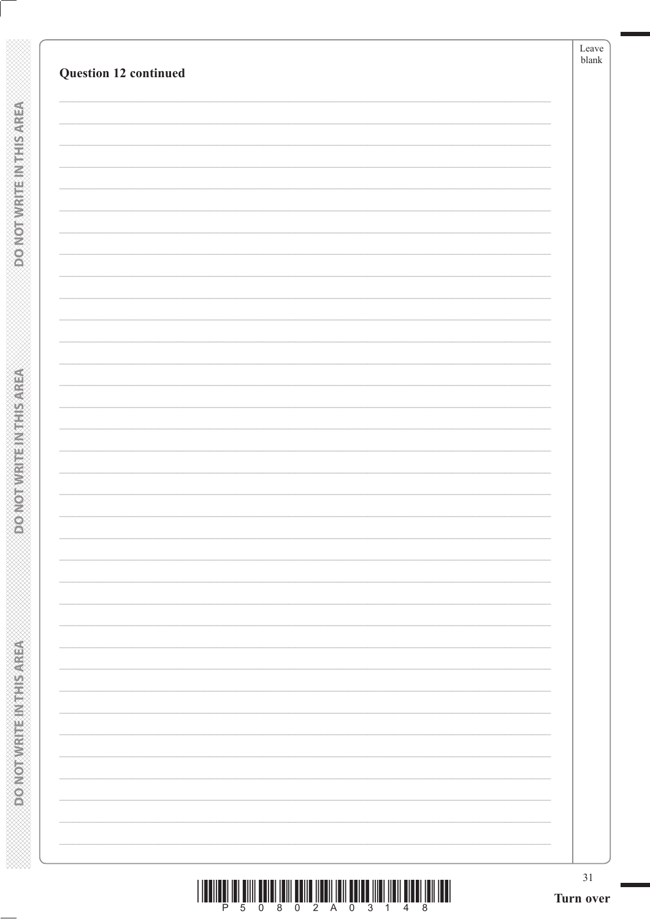**Question 12 continued**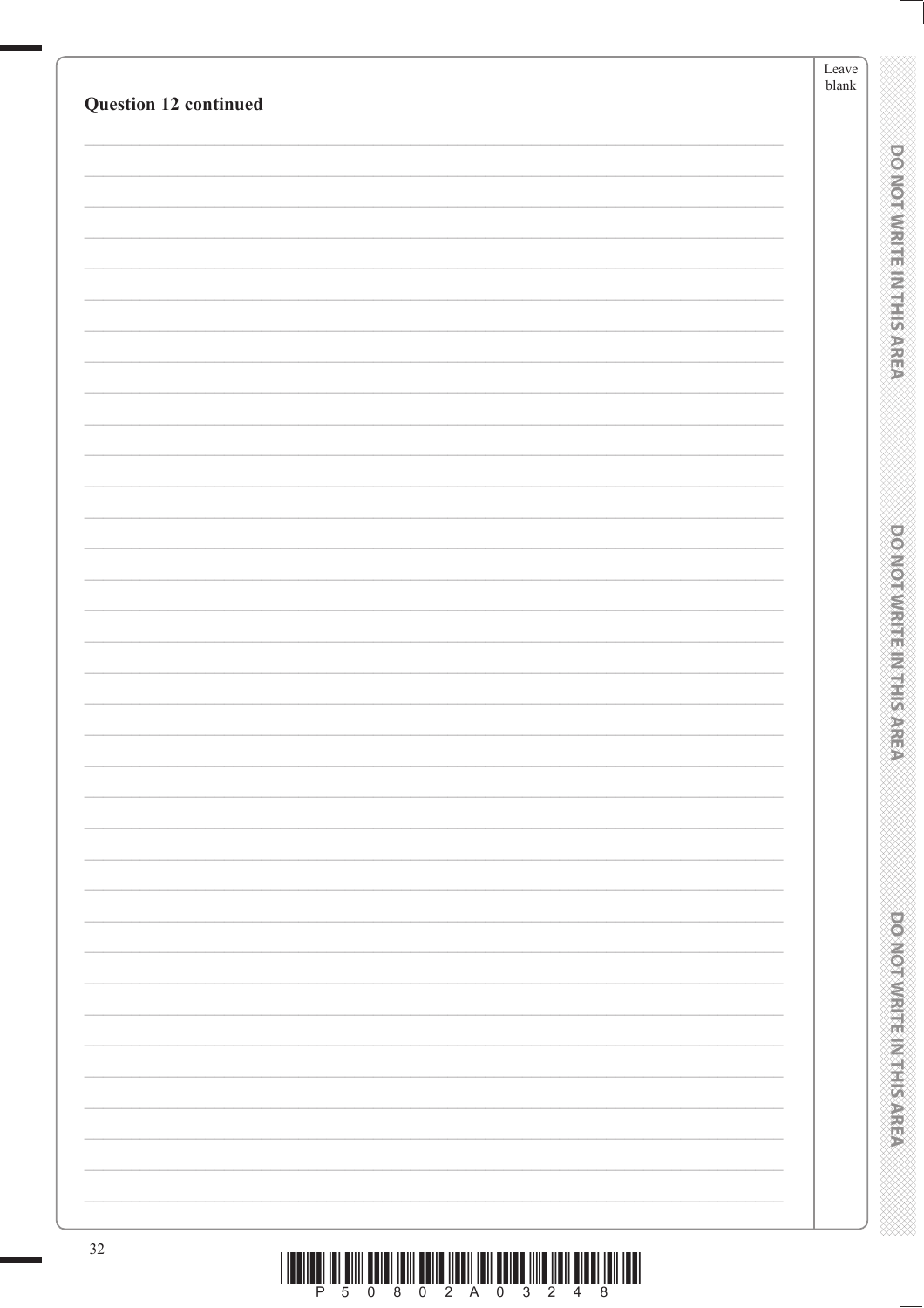**Question 12 continued**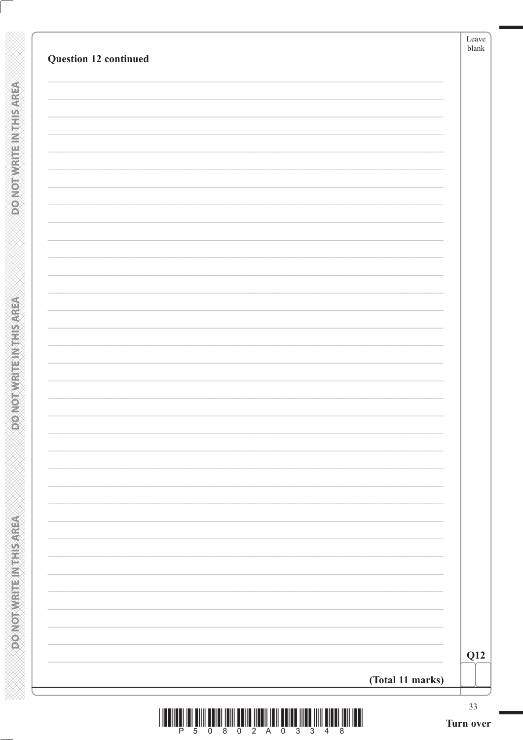**Question 12 continued**

**(Total 11 marks)**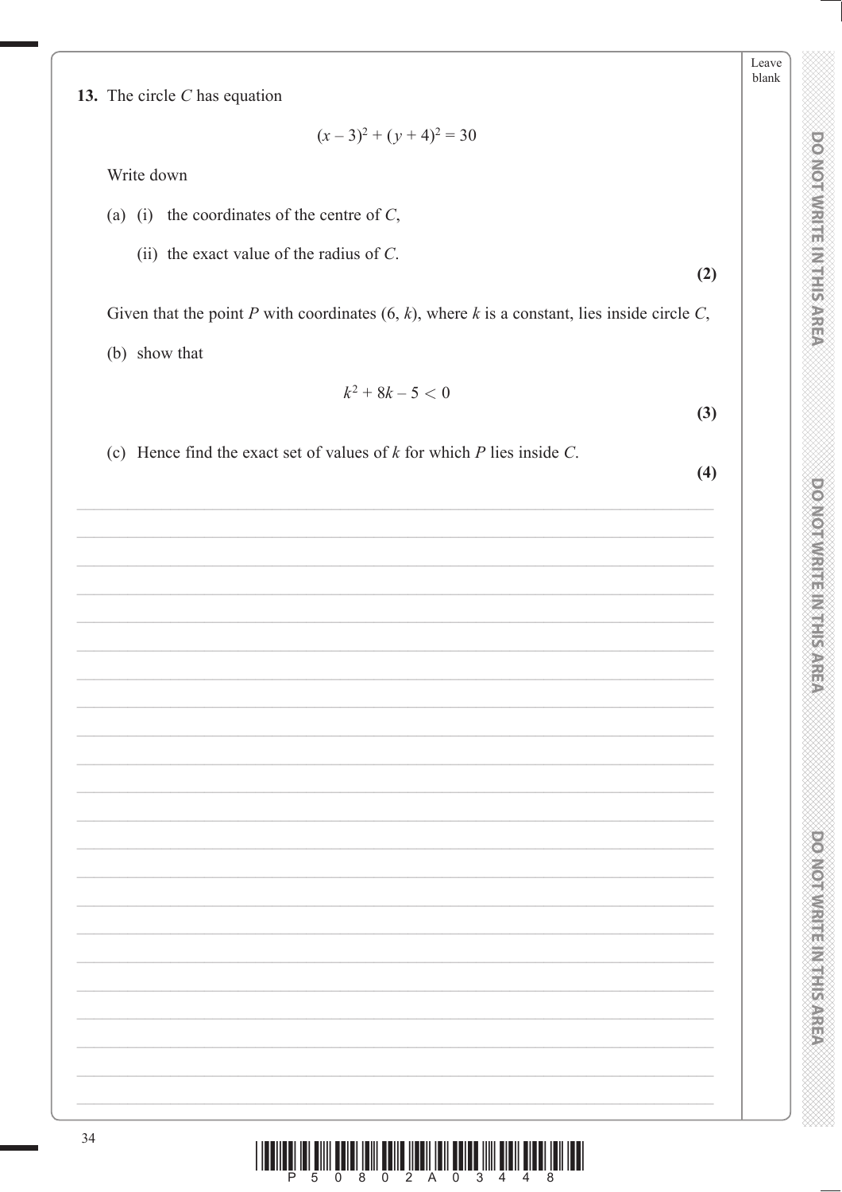**13.** The circle $C$ has equation

$$(x - 3)^2 + (y + 4)^2 = 30$$

Write down

(a) (i) the coordinates of the centre of $C$,

(ii) the exact value of the radius of $C$.

**(2)**

Given that the point $P$ with coordinates $(6, k)$, where $k$ is a constant, lies inside circle $C$,

(b) show that

$$k^2 + 8k - 5 < 0$$

**(3)**

(c) Hence find the exact set of values of $k$ for which $P$ lies inside $C$.

**(4)**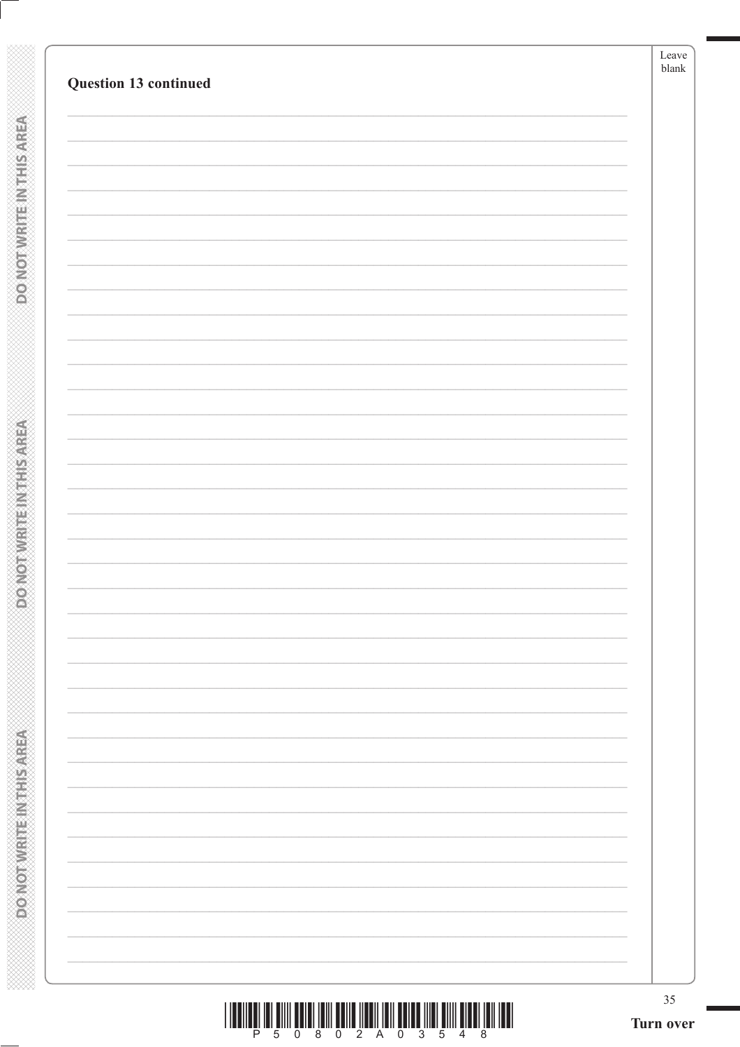**Question 13 continued**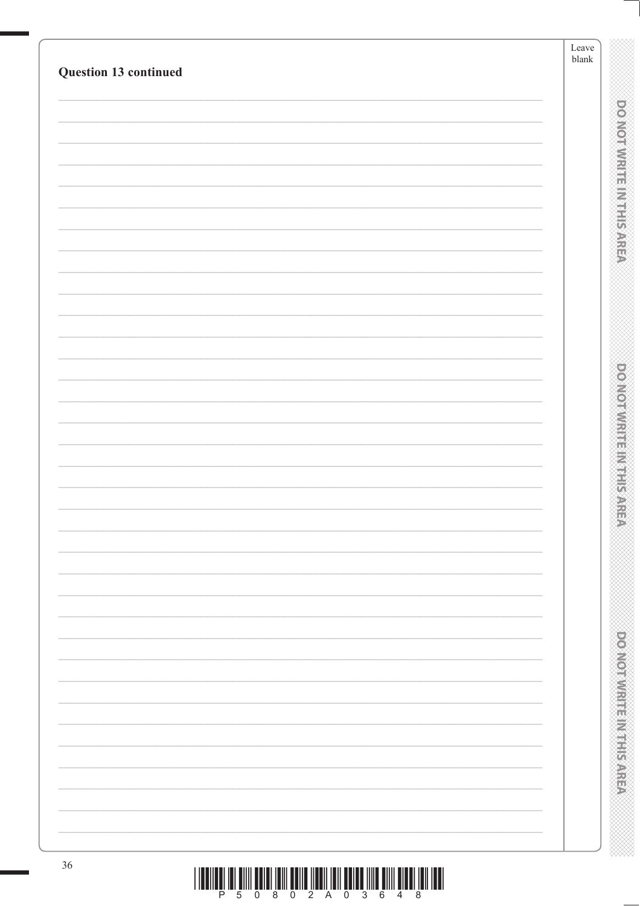**Question 13 continued**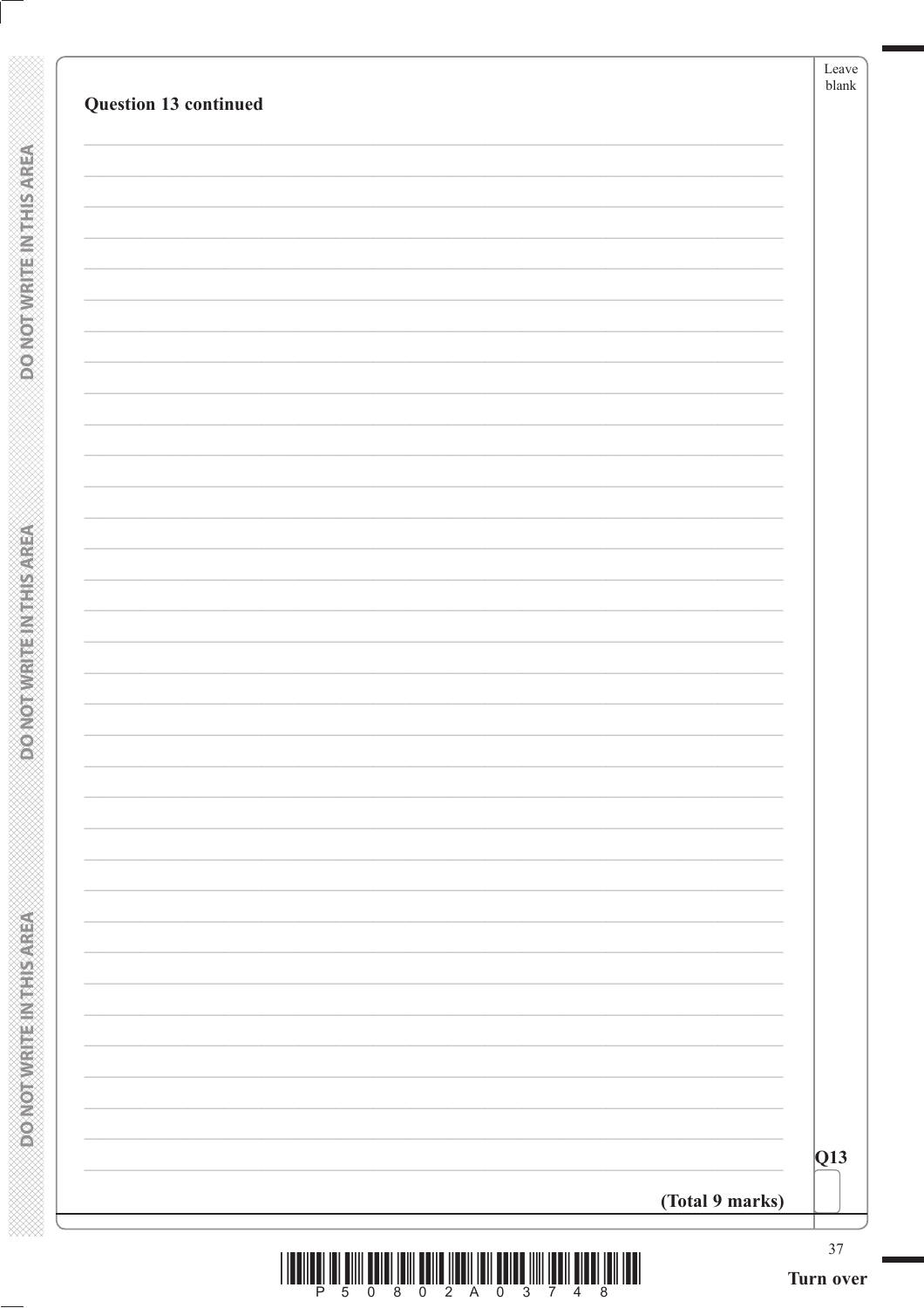**Question 13 continued**

**(Total 9 marks)**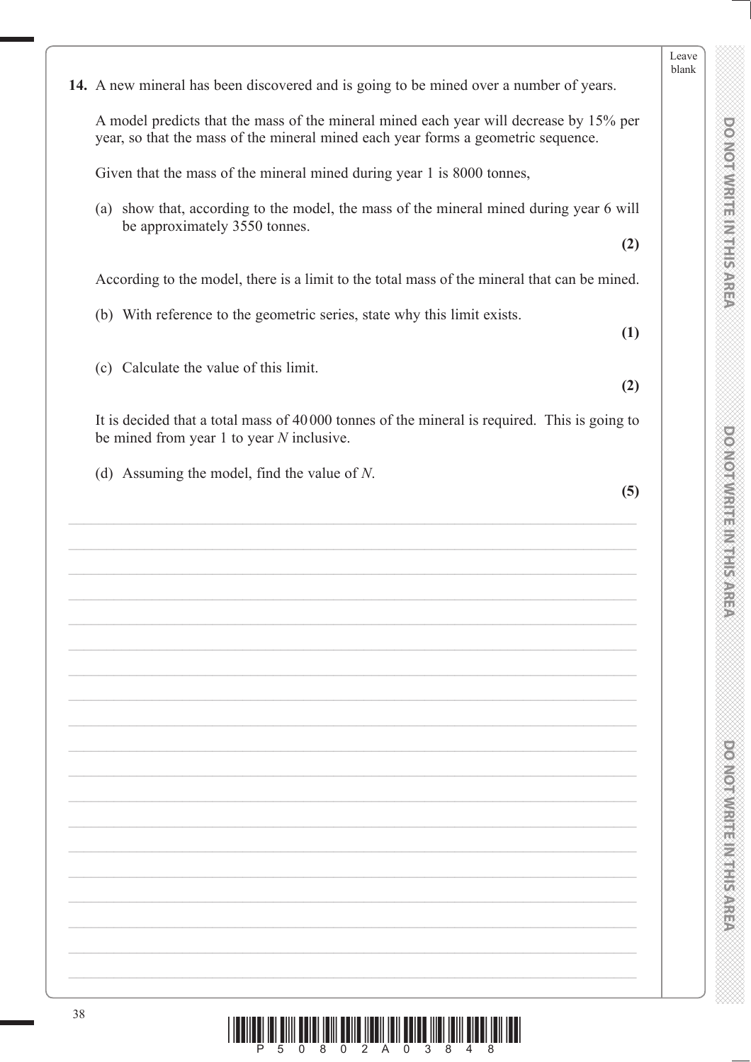**14.** A new mineral has been discovered and is going to be mined over a number of years.

A model predicts that the mass of the mineral mined each year will decrease by 15% per year, so that the mass of the mineral mined each year forms a geometric sequence.

Given that the mass of the mineral mined during year 1 is 8000 tonnes,

(a) show that, according to the model, the mass of the mineral mined during year 6 will be approximately 3550 tonnes.
**(2)**

According to the model, there is a limit to the total mass of the mineral that can be mined.

(b) With reference to the geometric series, state why this limit exists.
**(1)**

(c) Calculate the value of this limit.
**(2)**

It is decided that a total mass of 40 000 tonnes of the mineral is required. This is going to be mined from year 1 to year $N$ inclusive.

(d) Assuming the model, find the value of $N$.
**(5)**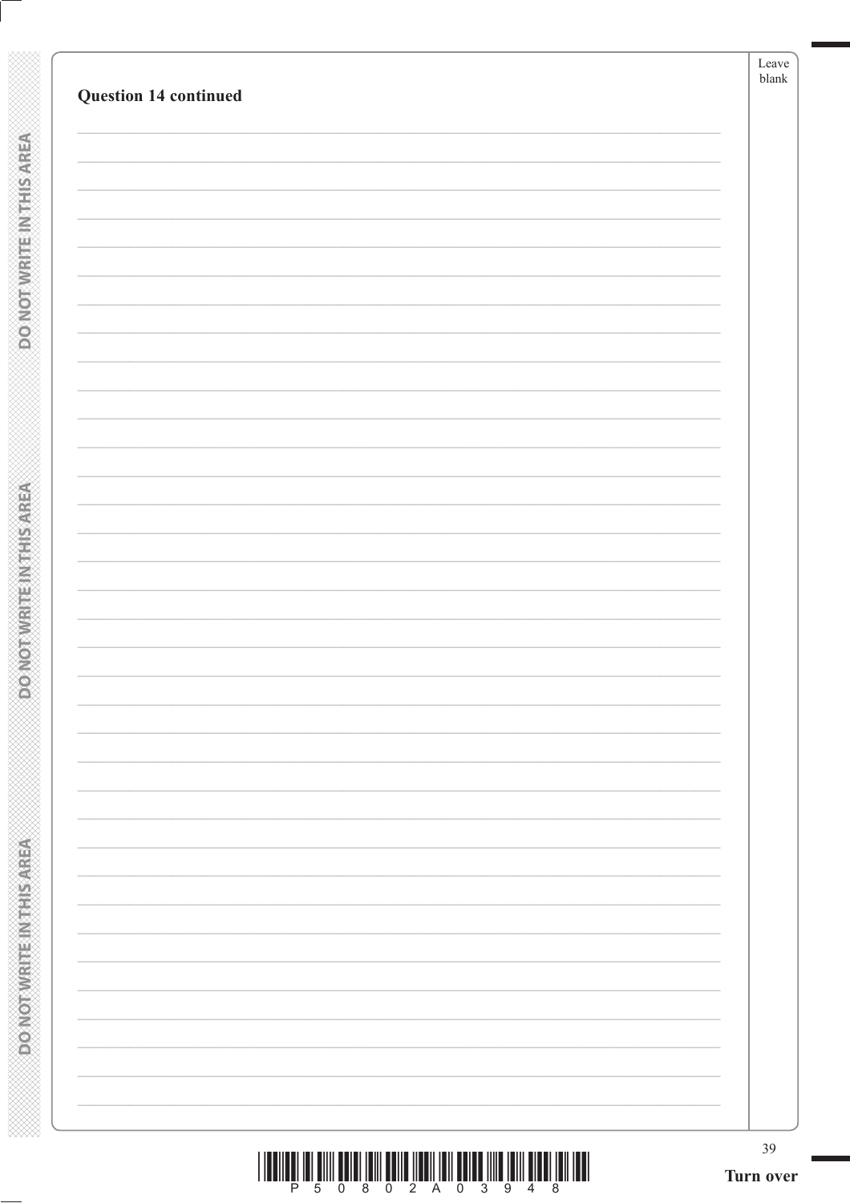**Question 14 continued**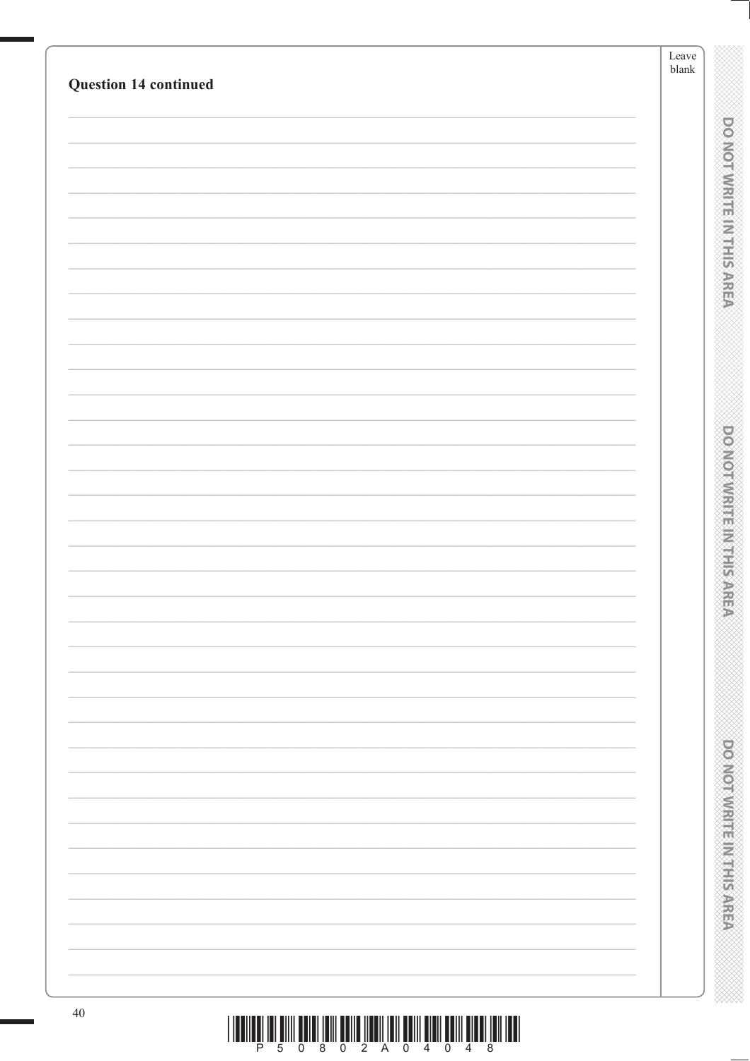**Question 14 continued**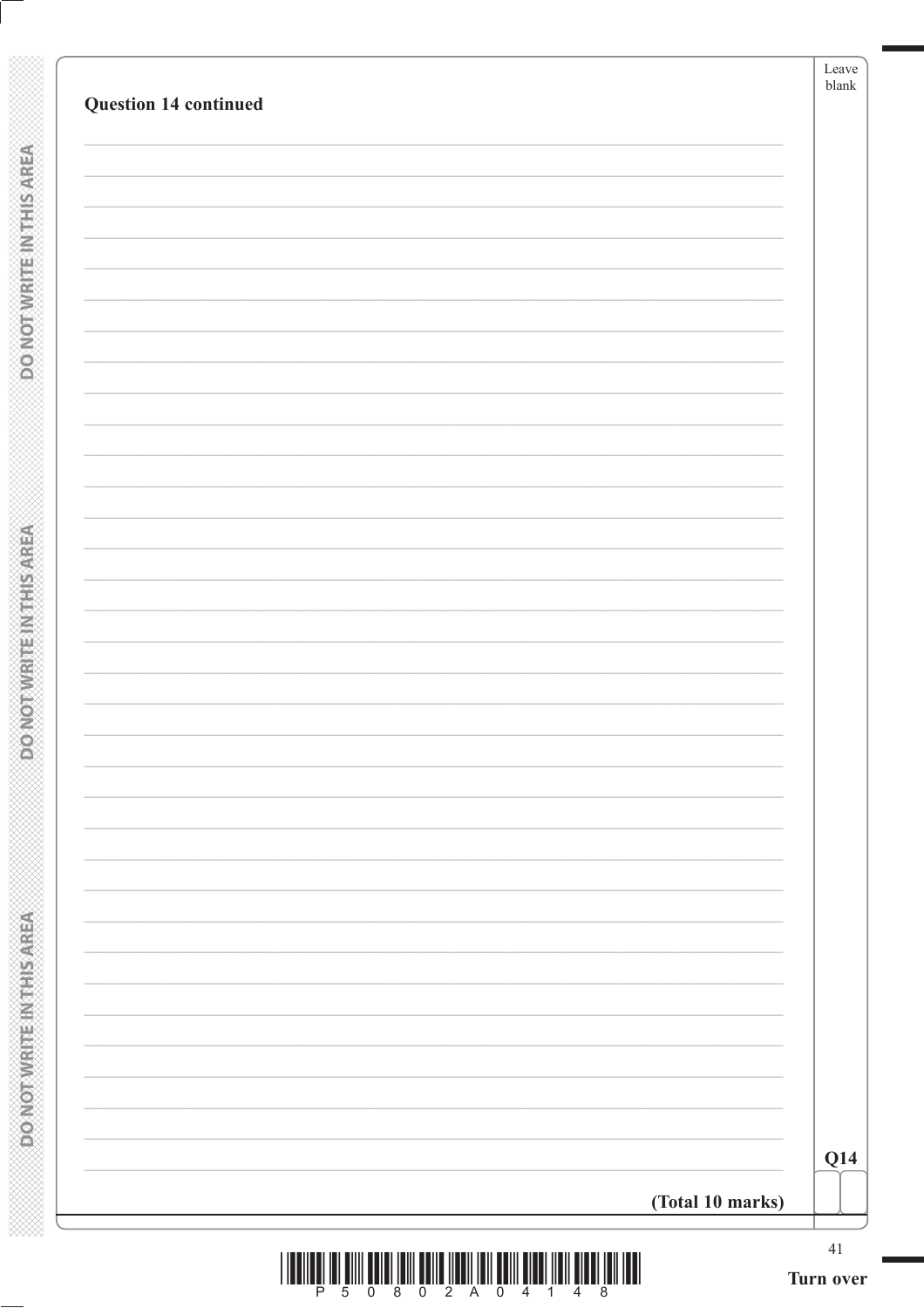**Question 14 continued**

Q14

**(Total 10 marks)**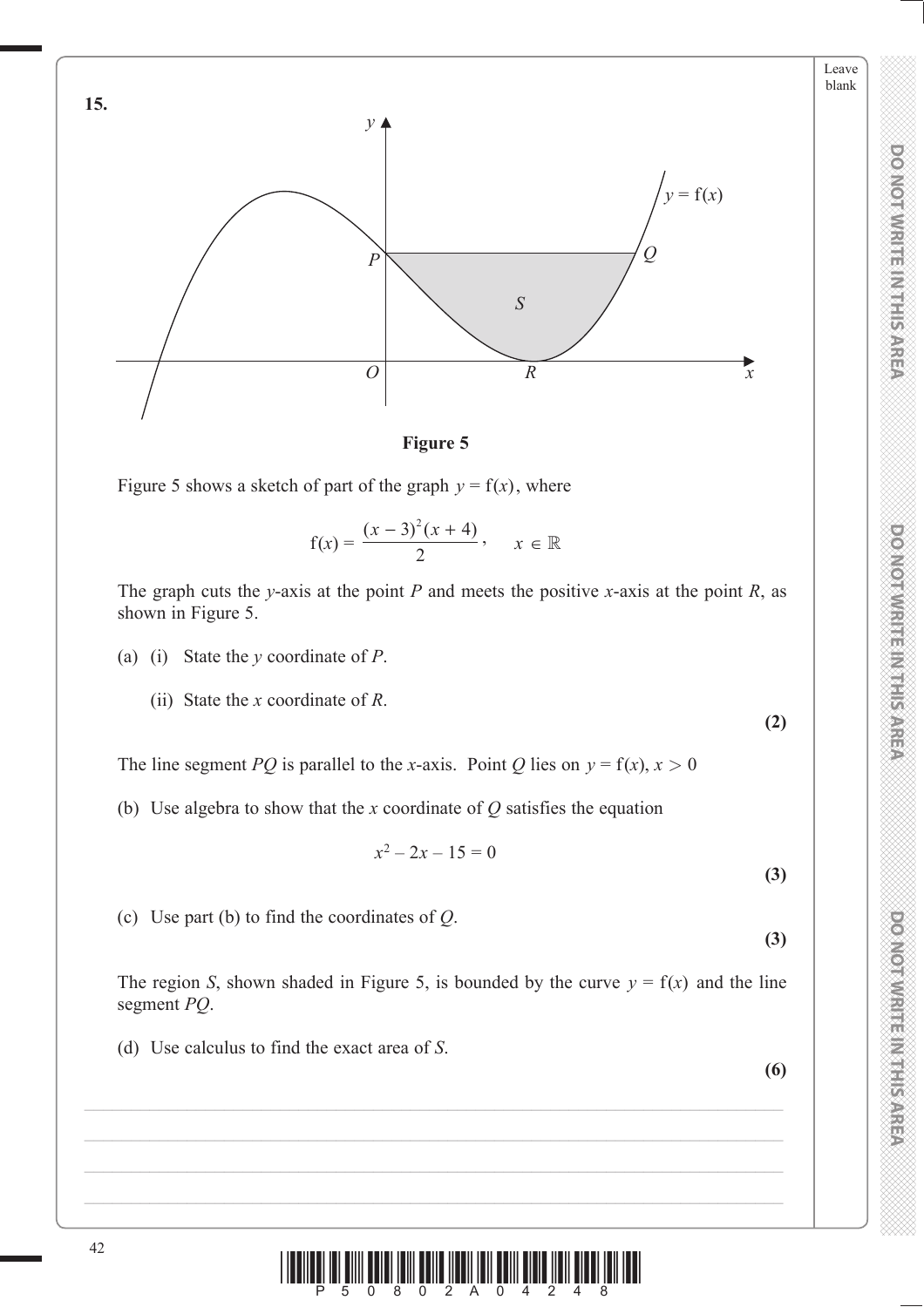**15.**

**Figure 5**

Figure 5 shows a sketch of part of the graph $y = \text{f}(x)$, where

$$\text{f}(x) = \frac{(x-3)^2(x+4)}{2}, \quad x \in \mathbb{R}$$

The graph cuts the $y$-axis at the point $P$ and meets the positive $x$-axis at the point $R$, as shown in Figure 5.

(a) (i) State the $y$ coordinate of $P$.

(ii) State the $x$ coordinate of $R$.

**(2)**

The line segment $PQ$ is parallel to the $x$-axis. Point $Q$ lies on $y = \text{f}(x)$, $x > 0$

(b) Use algebra to show that the $x$ coordinate of $Q$ satisfies the equation

$$x^2 - 2x - 15 = 0$$

**(3)**

(c) Use part (b) to find the coordinates of $Q$.

**(3)**

The region $S$, shown shaded in Figure 5, is bounded by the curve $y = \text{f}(x)$ and the line segment $PQ$.

(d) Use calculus to find the exact area of $S$.

**(6)**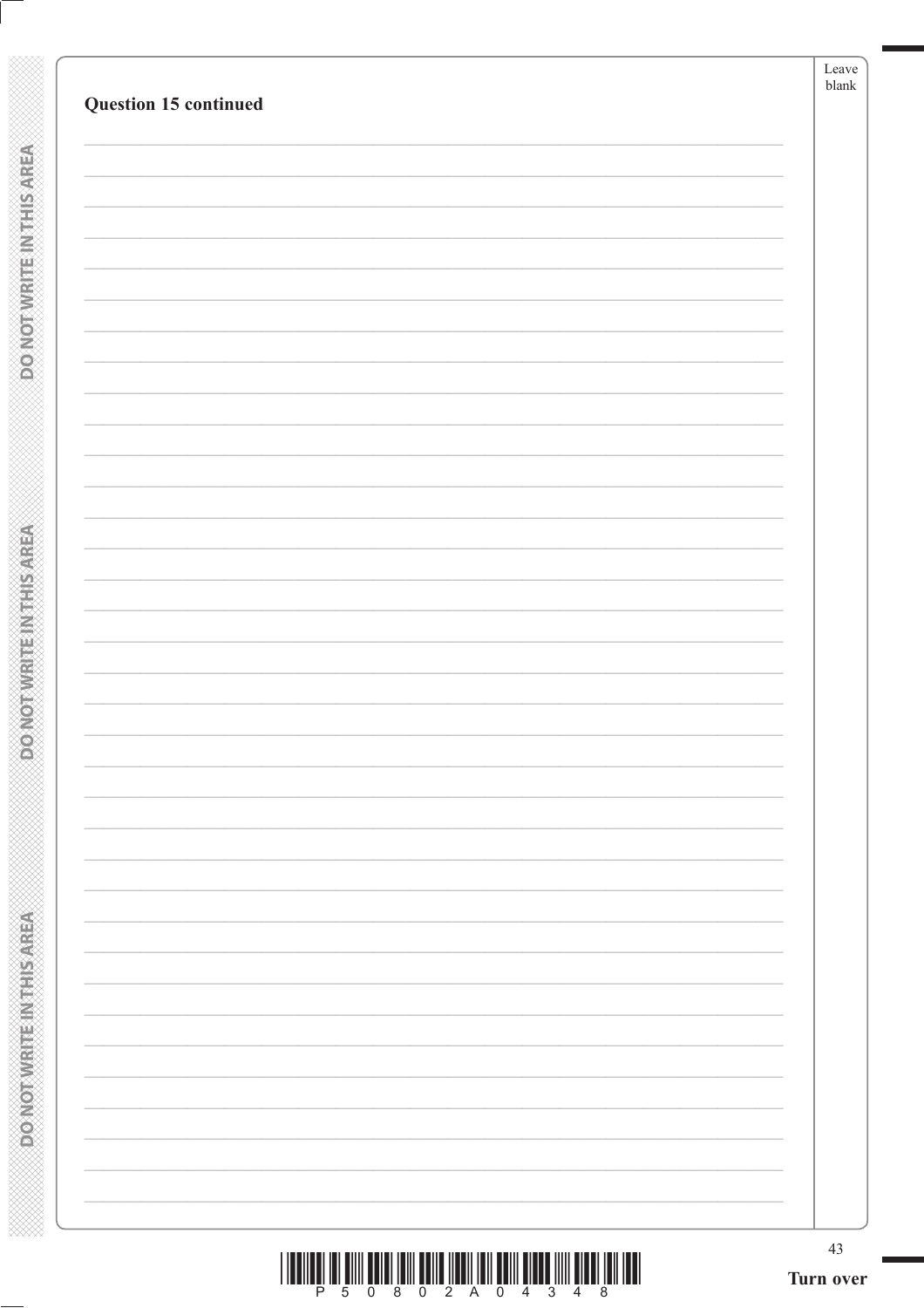**Question 15 continued**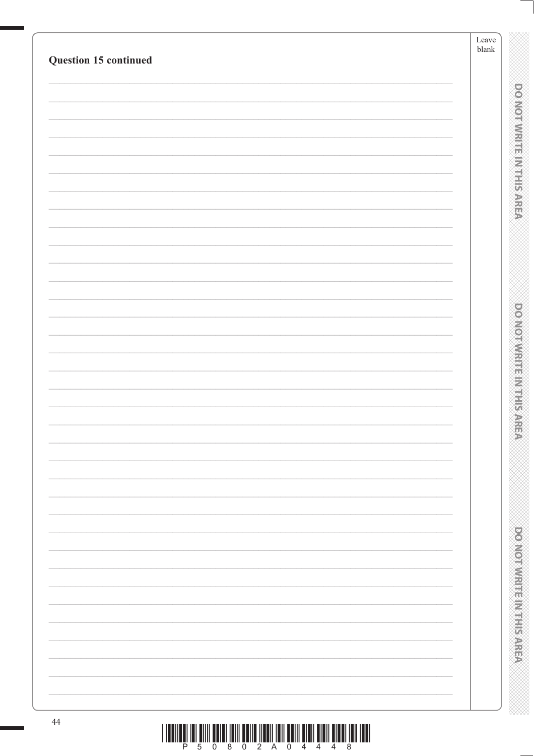**Question 15 continued**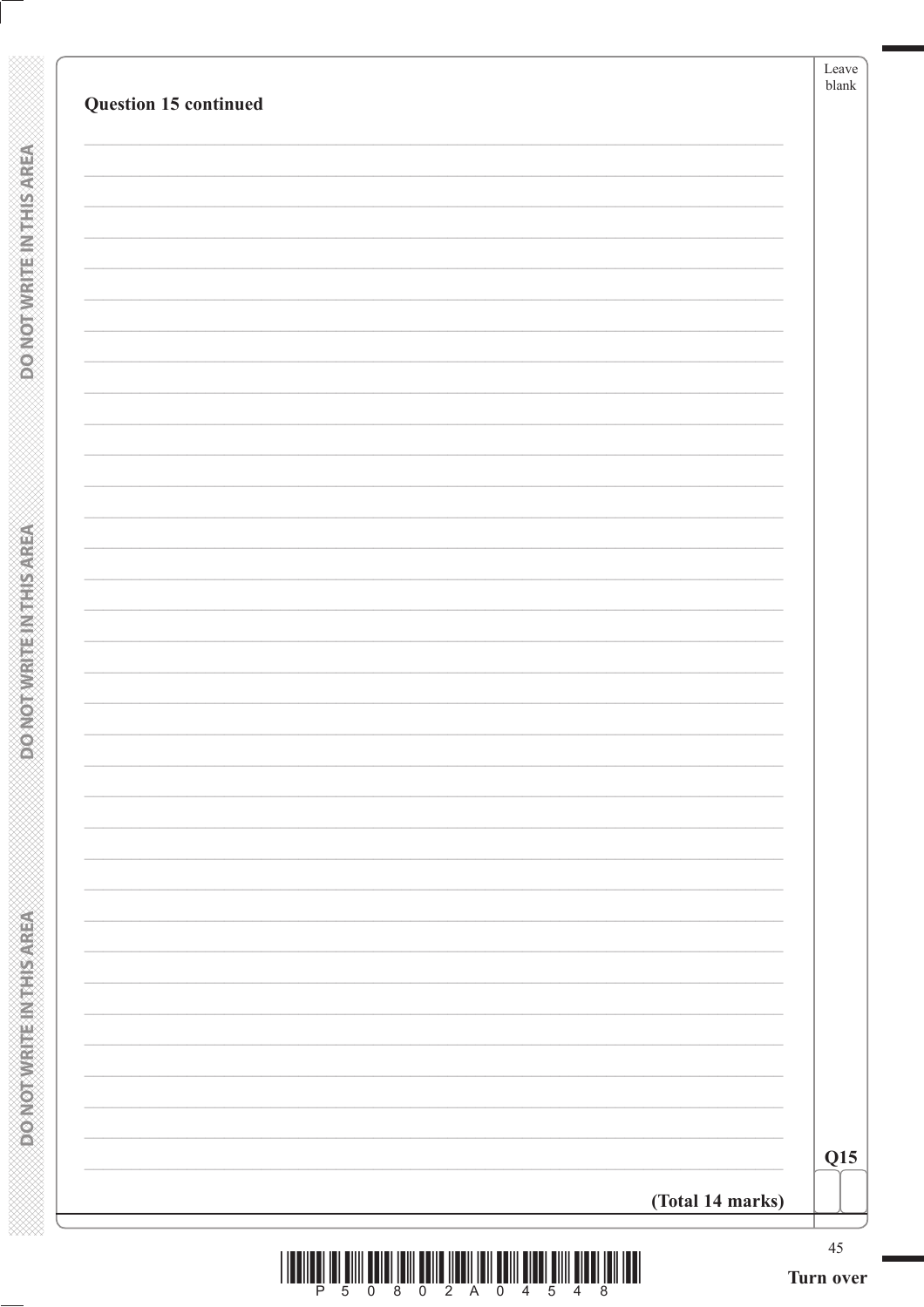**Question 15 continued**

**(Total 14 marks)**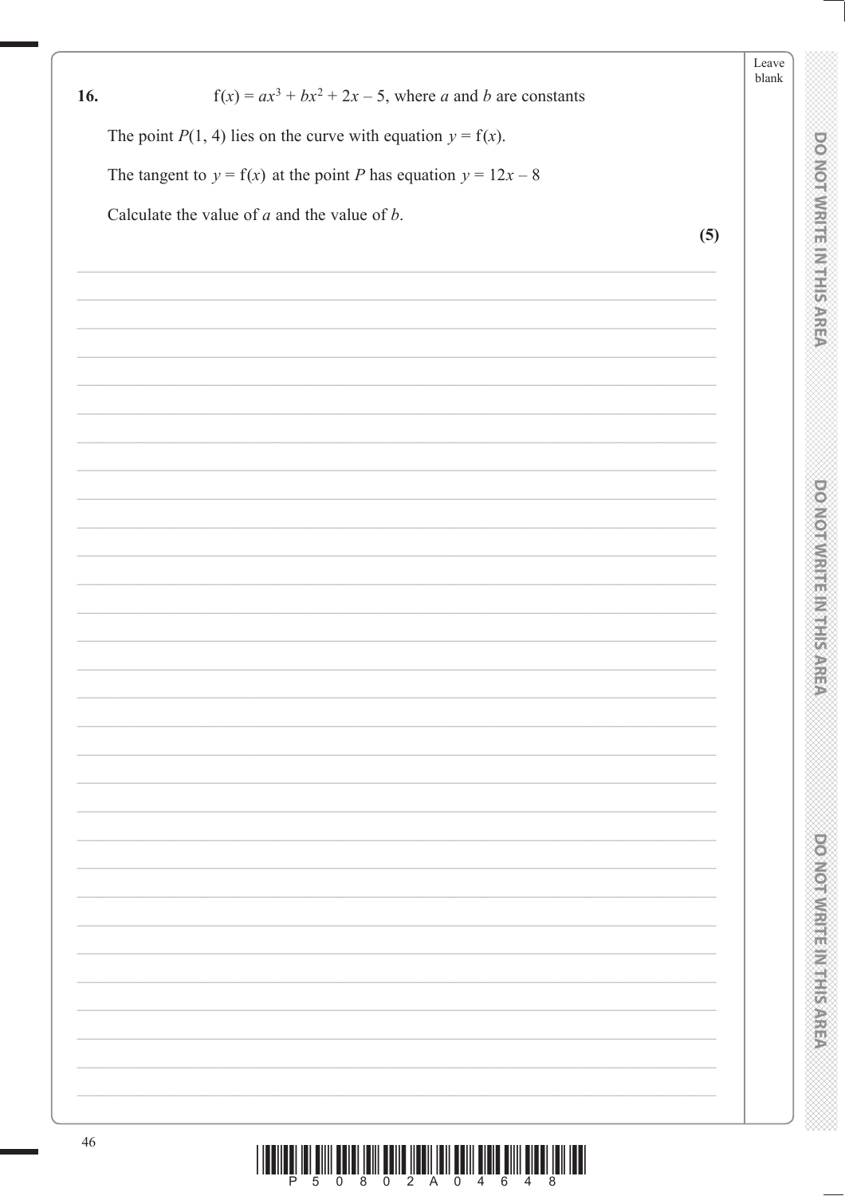**16.** $\mathrm{f}(x) = ax^3 + bx^2 + 2x - 5$, where $a$ and $b$ are constants

The point $P(1, 4)$ lies on the curve with equation $y = \mathrm{f}(x)$.

The tangent to $y = \mathrm{f}(x)$ at the point $P$ has equation $y = 12x - 8$

Calculate the value of $a$ and the value of $b$.

**(5)**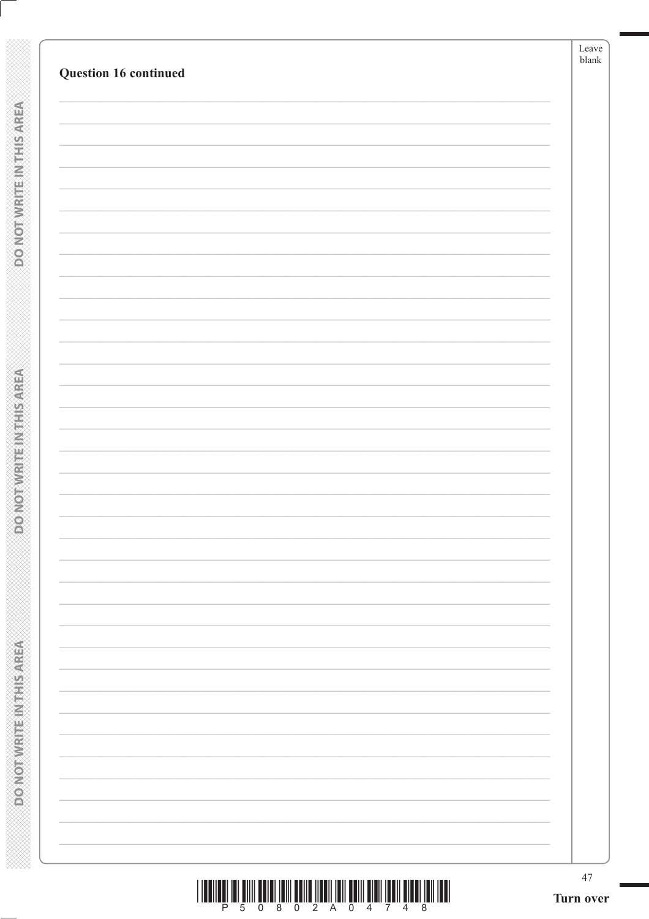**Question 16 continued**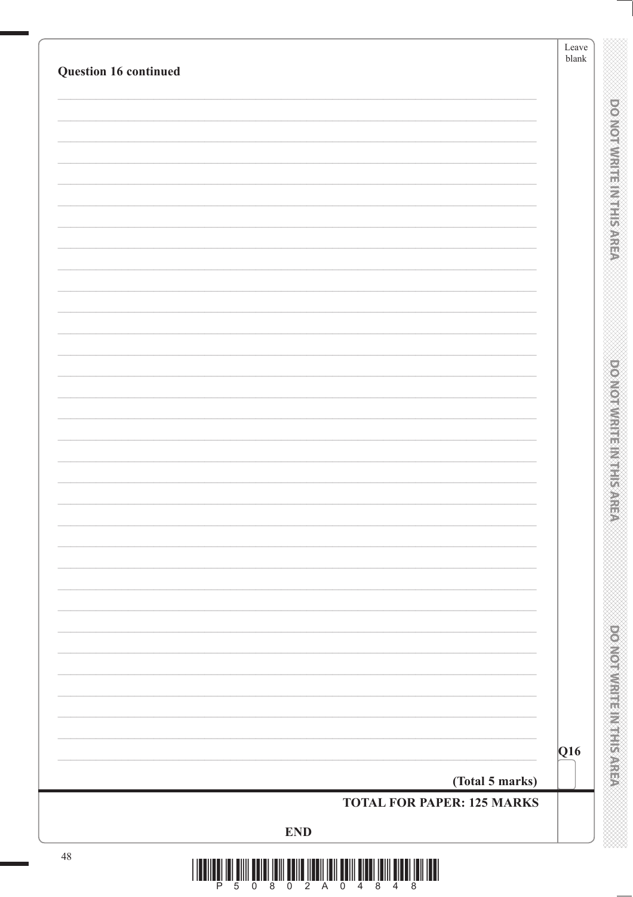**Question 16 continued**

Q16

**(Total 5 marks)**

**TOTAL FOR PAPER: 125 MARKS**

**END**